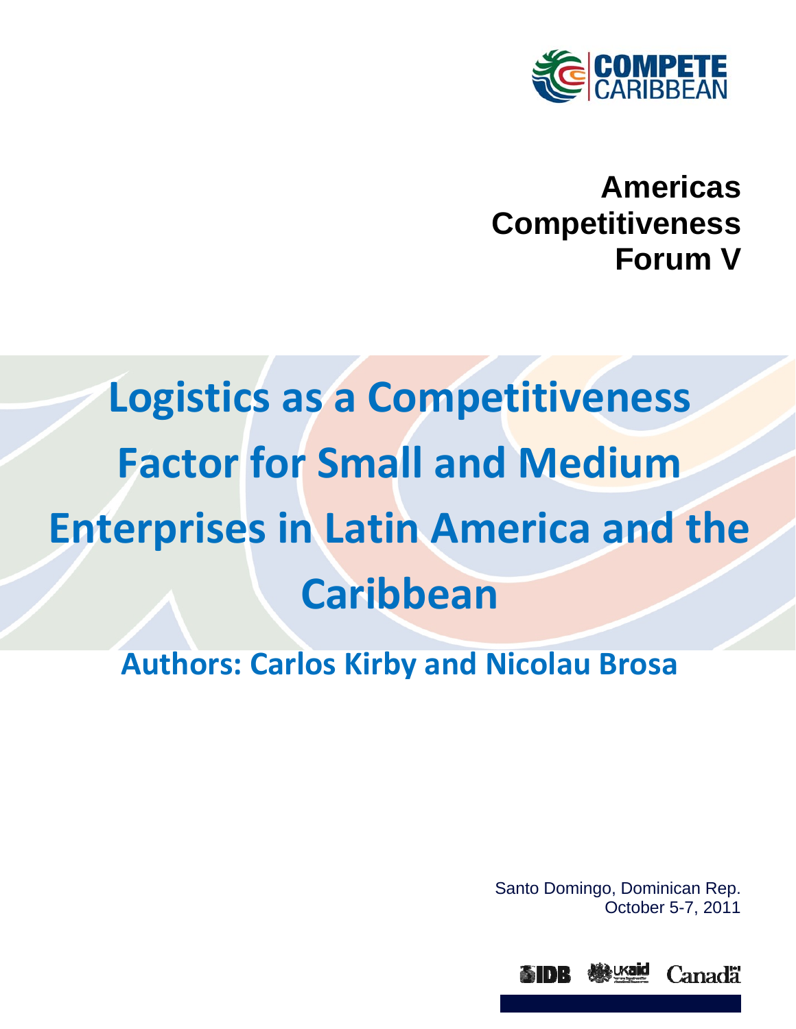COMPETE CARIBBEAN

**Americas Competitiveness Forum V**

# Logistics as a Competitiveness Factor for Small and Medium Enterprises in Latin America and the Caribbean

## Authors: Carlos Kirby and Nicolau Brosa

Santo Domingo, Dominican Rep.
October 5-7, 2011

IDB UKaid Canada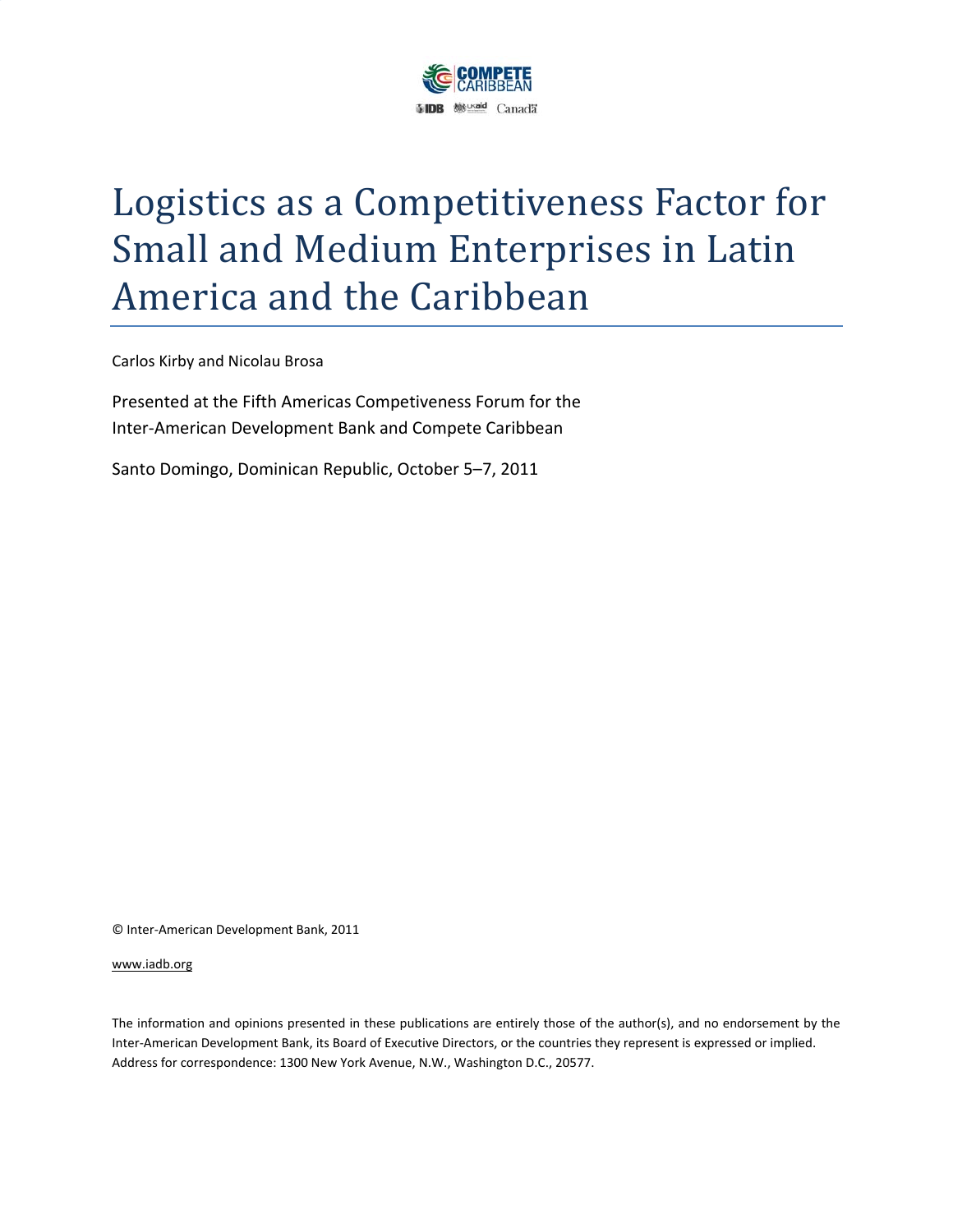# Logistics as a Competitiveness Factor for Small and Medium Enterprises in Latin America and the Caribbean

Carlos Kirby and Nicolau Brosa

Presented at the Fifth Americas Competiveness Forum for the Inter-American Development Bank and Compete Caribbean

Santo Domingo, Dominican Republic, October 5–7, 2011

© Inter-American Development Bank, 2011

www.iadb.org

The information and opinions presented in these publications are entirely those of the author(s), and no endorsement by the Inter-American Development Bank, its Board of Executive Directors, or the countries they represent is expressed or implied. Address for correspondence: 1300 New York Avenue, N.W., Washington D.C., 20577.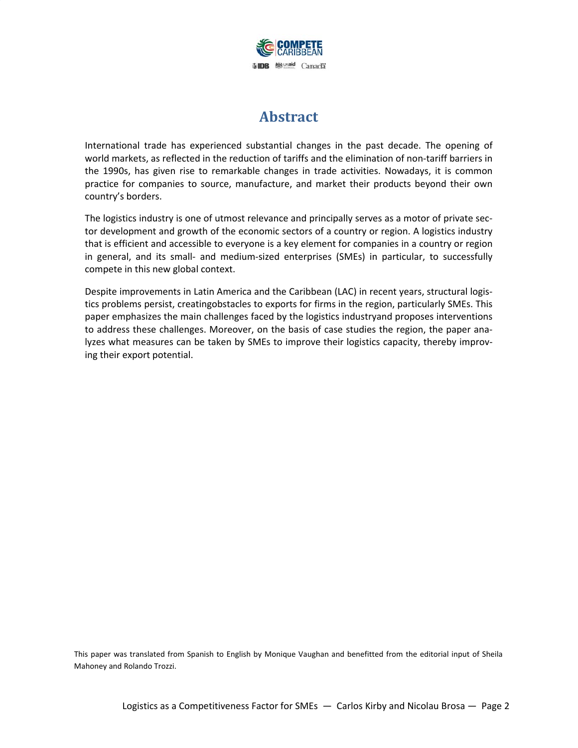# Abstract

International trade has experienced substantial changes in the past decade. The opening of world markets, as reflected in the reduction of tariffs and the elimination of non-tariff barriers in the 1990s, has given rise to remarkable changes in trade activities. Nowadays, it is common practice for companies to source, manufacture, and market their products beyond their own country's borders.

The logistics industry is one of utmost relevance and principally serves as a motor of private sector development and growth of the economic sectors of a country or region. A logistics industry that is efficient and accessible to everyone is a key element for companies in a country or region in general, and its small- and medium-sized enterprises (SMEs) in particular, to successfully compete in this new global context.

Despite improvements in Latin America and the Caribbean (LAC) in recent years, structural logistics problems persist, creatingobstacles to exports for firms in the region, particularly SMEs. This paper emphasizes the main challenges faced by the logistics industryand proposes interventions to address these challenges. Moreover, on the basis of case studies the region, the paper analyzes what measures can be taken by SMEs to improve their logistics capacity, thereby improving their export potential.

This paper was translated from Spanish to English by Monique Vaughan and benefitted from the editorial input of Sheila Mahoney and Rolando Trozzi.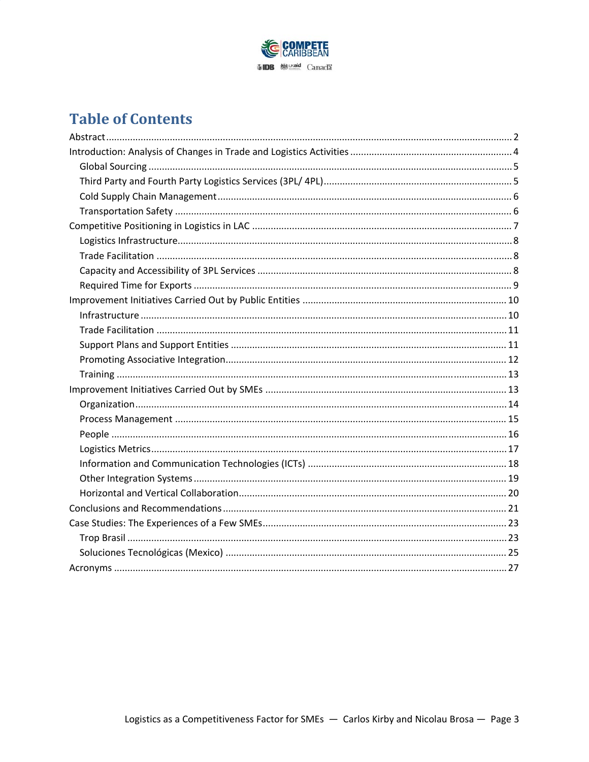# Table of Contents

- Abstract ........ 2
- Introduction: Analysis of Changes in Trade and Logistics Activities ........ 4
  - Global Sourcing ........ 5
  - Third Party and Fourth Party Logistics Services (3PL/ 4PL) ........ 5
  - Cold Supply Chain Management ........ 6
  - Transportation Safety ........ 6
- Competitive Positioning in Logistics in LAC ........ 7
  - Logistics Infrastructure ........ 8
  - Trade Facilitation ........ 8
  - Capacity and Accessibility of 3PL Services ........ 8
  - Required Time for Exports ........ 9
- Improvement Initiatives Carried Out by Public Entities ........ 10
  - Infrastructure ........ 10
  - Trade Facilitation ........ 11
  - Support Plans and Support Entities ........ 11
  - Promoting Associative Integration ........ 12
  - Training ........ 13
- Improvement Initiatives Carried Out by SMEs ........ 13
  - Organization ........ 14
  - Process Management ........ 15
  - People ........ 16
  - Logistics Metrics ........ 17
  - Information and Communication Technologies (ICTs) ........ 18
  - Other Integration Systems ........ 19
  - Horizontal and Vertical Collaboration ........ 20
- Conclusions and Recommendations ........ 21
- Case Studies: The Experiences of a Few SMEs ........ 23
  - Trop Brasil ........ 23
  - Soluciones Tecnológicas (Mexico) ........ 25
- Acronyms ........ 27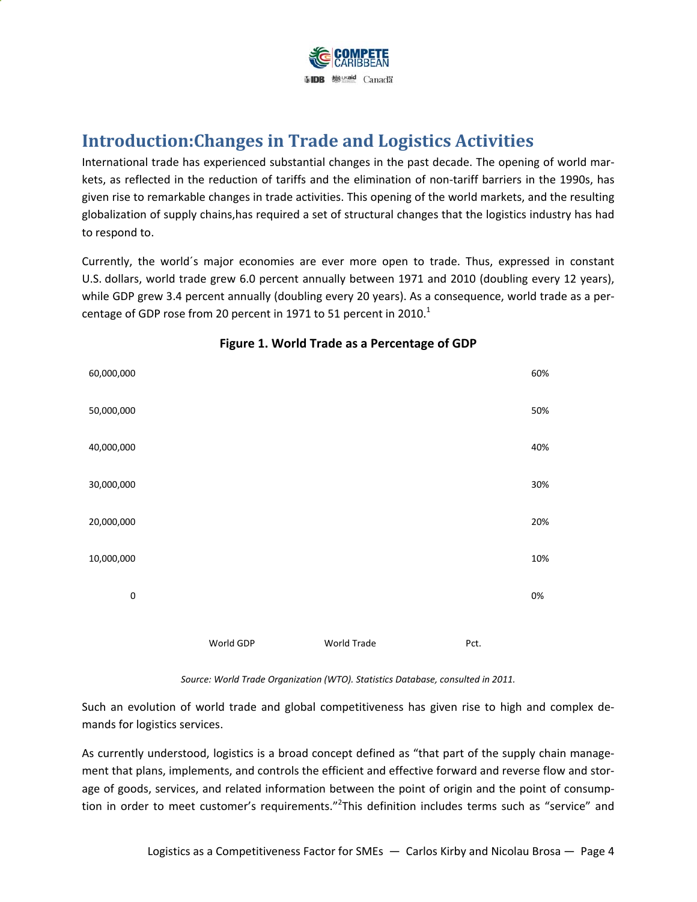## Introduction:Changes in Trade and Logistics Activities

International trade has experienced substantial changes in the past decade. The opening of world markets, as reflected in the reduction of tariffs and the elimination of non-tariff barriers in the 1990s, has given rise to remarkable changes in trade activities. This opening of the world markets, and the resulting globalization of supply chains,has required a set of structural changes that the logistics industry has had to respond to.

Currently, the world´s major economies are ever more open to trade. Thus, expressed in constant U.S. dollars, world trade grew 6.0 percent annually between 1971 and 2010 (doubling every 12 years), while GDP grew 3.4 percent annually (doubling every 20 years). As a consequence, world trade as a percentage of GDP rose from 20 percent in 1971 to 51 percent in 2010.[1]

**Figure 1. World Trade as a Percentage of GDP**

60,000,000 | 50,000,000 | 40,000,000 | 30,000,000 | 20,000,000 | 10,000,000 | 0

60% | 50% | 40% | 30% | 20% | 10% | 0%

World GDP | World Trade | Pct.

*Source: World Trade Organization (WTO). Statistics Database, consulted in 2011.*

Such an evolution of world trade and global competitiveness has given rise to high and complex demands for logistics services.

As currently understood, logistics is a broad concept defined as "that part of the supply chain management that plans, implements, and controls the efficient and effective forward and reverse flow and storage of goods, services, and related information between the point of origin and the point of consumption in order to meet customer's requirements."[2]This definition includes terms such as "service" and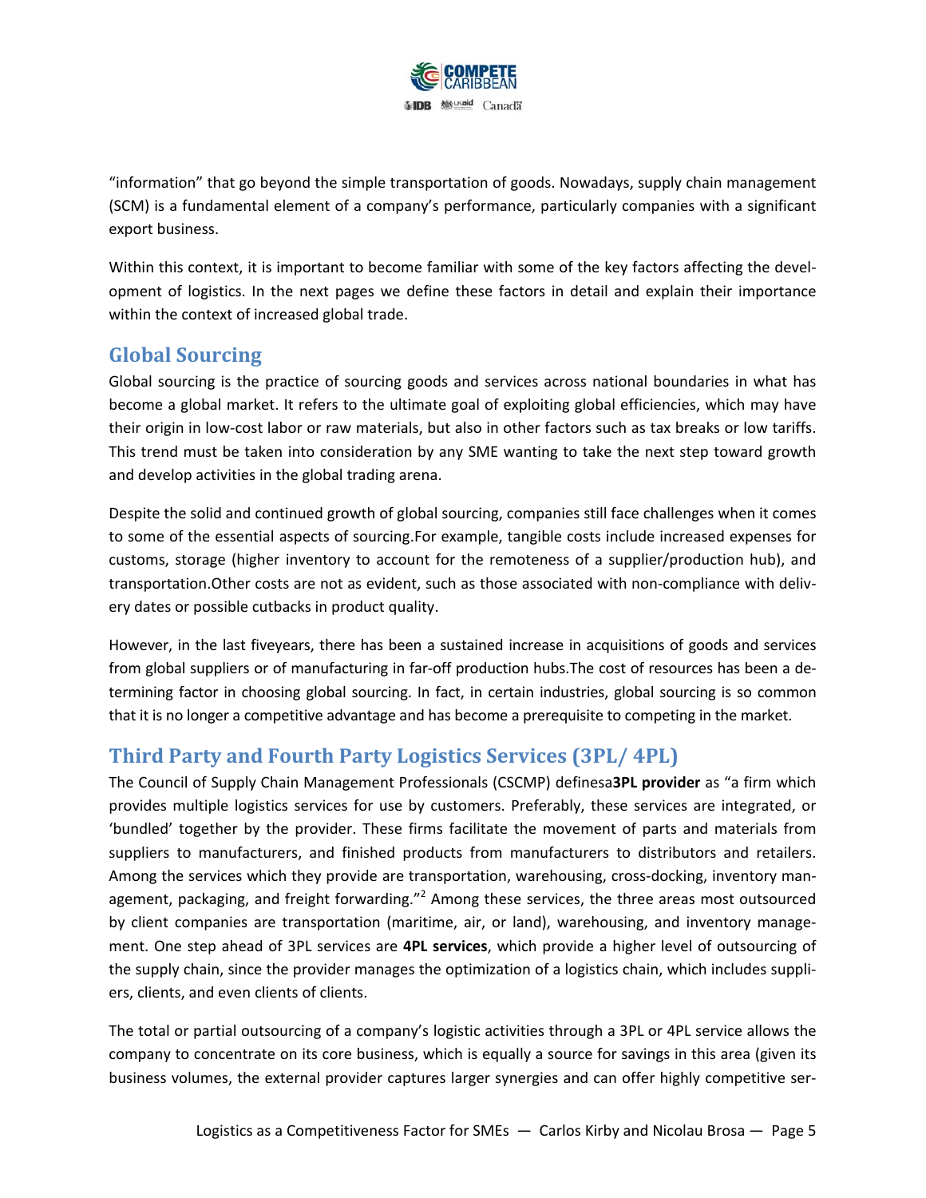"information" that go beyond the simple transportation of goods. Nowadays, supply chain management (SCM) is a fundamental element of a company's performance, particularly companies with a significant export business.

Within this context, it is important to become familiar with some of the key factors affecting the development of logistics. In the next pages we define these factors in detail and explain their importance within the context of increased global trade.

## Global Sourcing

Global sourcing is the practice of sourcing goods and services across national boundaries in what has become a global market. It refers to the ultimate goal of exploiting global efficiencies, which may have their origin in low-cost labor or raw materials, but also in other factors such as tax breaks or low tariffs. This trend must be taken into consideration by any SME wanting to take the next step toward growth and develop activities in the global trading arena.

Despite the solid and continued growth of global sourcing, companies still face challenges when it comes to some of the essential aspects of sourcing.For example, tangible costs include increased expenses for customs, storage (higher inventory to account for the remoteness of a supplier/production hub), and transportation.Other costs are not as evident, such as those associated with non-compliance with delivery dates or possible cutbacks in product quality.

However, in the last fiveyears, there has been a sustained increase in acquisitions of goods and services from global suppliers or of manufacturing in far-off production hubs.The cost of resources has been a determining factor in choosing global sourcing. In fact, in certain industries, global sourcing is so common that it is no longer a competitive advantage and has become a prerequisite to competing in the market.

## Third Party and Fourth Party Logistics Services (3PL/ 4PL)

The Council of Supply Chain Management Professionals (CSCMP) definesa **3PL provider** as "a firm which provides multiple logistics services for use by customers. Preferably, these services are integrated, or 'bundled' together by the provider. These firms facilitate the movement of parts and materials from suppliers to manufacturers, and finished products from manufacturers to distributors and retailers. Among the services which they provide are transportation, warehousing, cross-docking, inventory management, packaging, and freight forwarding."[2] Among these services, the three areas most outsourced by client companies are transportation (maritime, air, or land), warehousing, and inventory management. One step ahead of 3PL services are **4PL services**, which provide a higher level of outsourcing of the supply chain, since the provider manages the optimization of a logistics chain, which includes suppliers, clients, and even clients of clients.

The total or partial outsourcing of a company's logistic activities through a 3PL or 4PL service allows the company to concentrate on its core business, which is equally a source for savings in this area (given its business volumes, the external provider captures larger synergies and can offer highly competitive ser-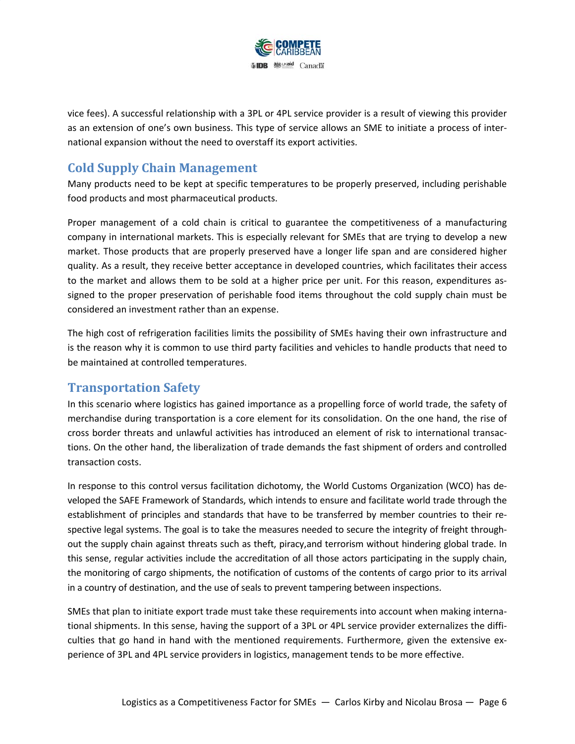vice fees). A successful relationship with a 3PL or 4PL service provider is a result of viewing this provider as an extension of one's own business. This type of service allows an SME to initiate a process of international expansion without the need to overstaff its export activities.

## Cold Supply Chain Management

Many products need to be kept at specific temperatures to be properly preserved, including perishable food products and most pharmaceutical products.

Proper management of a cold chain is critical to guarantee the competitiveness of a manufacturing company in international markets. This is especially relevant for SMEs that are trying to develop a new market. Those products that are properly preserved have a longer life span and are considered higher quality. As a result, they receive better acceptance in developed countries, which facilitates their access to the market and allows them to be sold at a higher price per unit. For this reason, expenditures assigned to the proper preservation of perishable food items throughout the cold supply chain must be considered an investment rather than an expense.

The high cost of refrigeration facilities limits the possibility of SMEs having their own infrastructure and is the reason why it is common to use third party facilities and vehicles to handle products that need to be maintained at controlled temperatures.

## Transportation Safety

In this scenario where logistics has gained importance as a propelling force of world trade, the safety of merchandise during transportation is a core element for its consolidation. On the one hand, the rise of cross border threats and unlawful activities has introduced an element of risk to international transactions. On the other hand, the liberalization of trade demands the fast shipment of orders and controlled transaction costs.

In response to this control versus facilitation dichotomy, the World Customs Organization (WCO) has developed the SAFE Framework of Standards, which intends to ensure and facilitate world trade through the establishment of principles and standards that have to be transferred by member countries to their respective legal systems. The goal is to take the measures needed to secure the integrity of freight throughout the supply chain against threats such as theft, piracy,and terrorism without hindering global trade. In this sense, regular activities include the accreditation of all those actors participating in the supply chain, the monitoring of cargo shipments, the notification of customs of the contents of cargo prior to its arrival in a country of destination, and the use of seals to prevent tampering between inspections.

SMEs that plan to initiate export trade must take these requirements into account when making international shipments. In this sense, having the support of a 3PL or 4PL service provider externalizes the difficulties that go hand in hand with the mentioned requirements. Furthermore, given the extensive experience of 3PL and 4PL service providers in logistics, management tends to be more effective.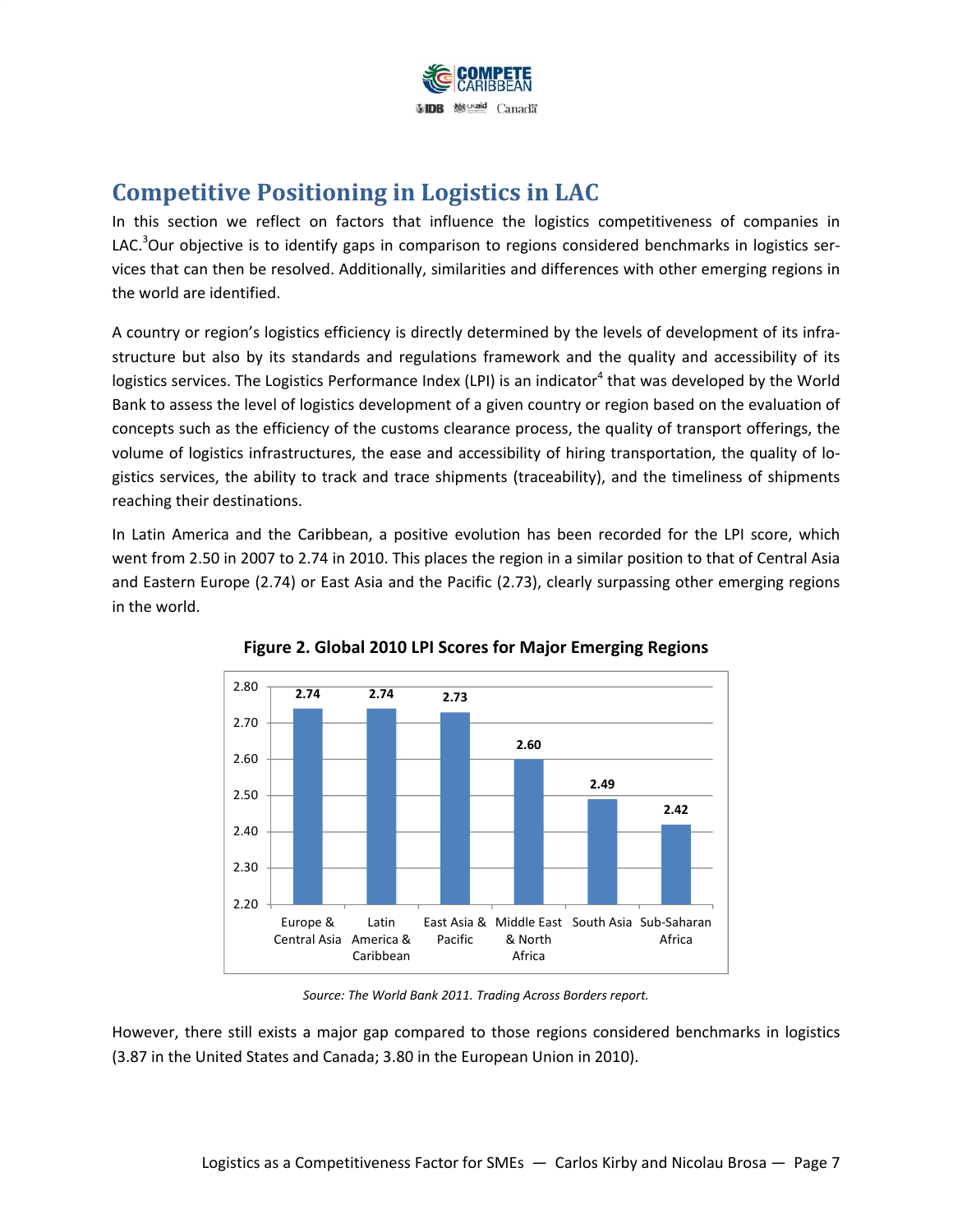## Competitive Positioning in Logistics in LAC

In this section we reflect on factors that influence the logistics competitiveness of companies in LAC.[3] Our objective is to identify gaps in comparison to regions considered benchmarks in logistics services that can then be resolved. Additionally, similarities and differences with other emerging regions in the world are identified.

A country or region's logistics efficiency is directly determined by the levels of development of its infrastructure but also by its standards and regulations framework and the quality and accessibility of its logistics services. The Logistics Performance Index (LPI) is an indicator[4] that was developed by the World Bank to assess the level of logistics development of a given country or region based on the evaluation of concepts such as the efficiency of the customs clearance process, the quality of transport offerings, the volume of logistics infrastructures, the ease and accessibility of hiring transportation, the quality of logistics services, the ability to track and trace shipments (traceability), and the timeliness of shipments reaching their destinations.

In Latin America and the Caribbean, a positive evolution has been recorded for the LPI score, which went from 2.50 in 2007 to 2.74 in 2010. This places the region in a similar position to that of Central Asia and Eastern Europe (2.74) or East Asia and the Pacific (2.73), clearly surpassing other emerging regions in the world.

**Figure 2. Global 2010 LPI Scores for Major Emerging Regions**

| Region | LPI Score |
|---|---|
| Europe & Central Asia | 2.74 |
| Latin America & Caribbean | 2.74 |
| East Asia & Pacific | 2.73 |
| Middle East & North Africa | 2.60 |
| South Asia | 2.49 |
| Sub-Saharan Africa | 2.42 |

*Source: The World Bank 2011. Trading Across Borders report.*

However, there still exists a major gap compared to those regions considered benchmarks in logistics (3.87 in the United States and Canada; 3.80 in the European Union in 2010).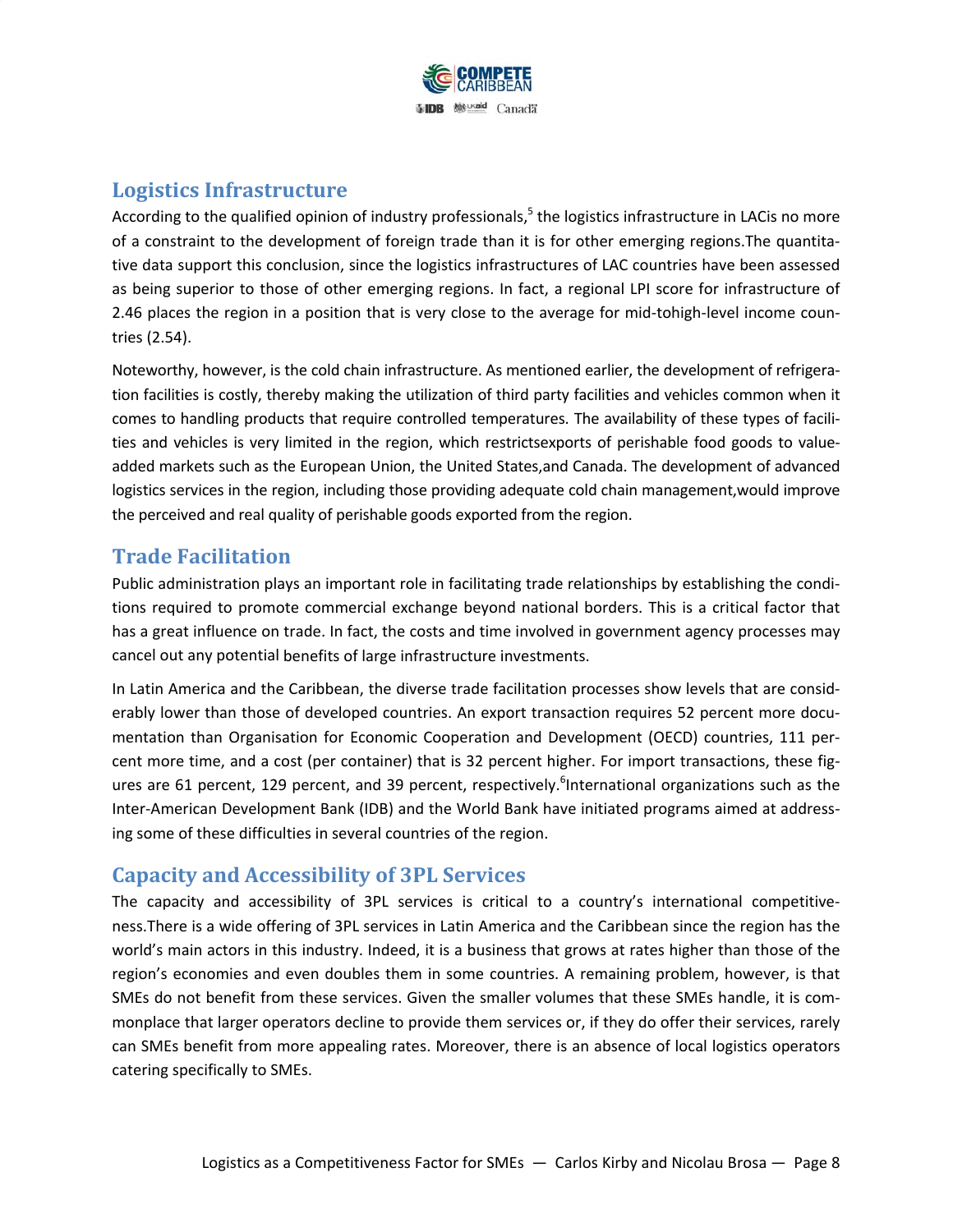## Logistics Infrastructure

According to the qualified opinion of industry professionals,[5] the logistics infrastructure in LACis no more of a constraint to the development of foreign trade than it is for other emerging regions.The quantitative data support this conclusion, since the logistics infrastructures of LAC countries have been assessed as being superior to those of other emerging regions. In fact, a regional LPI score for infrastructure of 2.46 places the region in a position that is very close to the average for mid-tohigh-level income countries (2.54).

Noteworthy, however, is the cold chain infrastructure. As mentioned earlier, the development of refrigeration facilities is costly, thereby making the utilization of third party facilities and vehicles common when it comes to handling products that require controlled temperatures. The availability of these types of facilities and vehicles is very limited in the region, which restrictsexports of perishable food goods to value-added markets such as the European Union, the United States,and Canada. The development of advanced logistics services in the region, including those providing adequate cold chain management,would improve the perceived and real quality of perishable goods exported from the region.

## Trade Facilitation

Public administration plays an important role in facilitating trade relationships by establishing the conditions required to promote commercial exchange beyond national borders. This is a critical factor that has a great influence on trade. In fact, the costs and time involved in government agency processes may cancel out any potential benefits of large infrastructure investments.

In Latin America and the Caribbean, the diverse trade facilitation processes show levels that are considerably lower than those of developed countries. An export transaction requires 52 percent more documentation than Organisation for Economic Cooperation and Development (OECD) countries, 111 percent more time, and a cost (per container) that is 32 percent higher. For import transactions, these figures are 61 percent, 129 percent, and 39 percent, respectively.[6]International organizations such as the Inter-American Development Bank (IDB) and the World Bank have initiated programs aimed at addressing some of these difficulties in several countries of the region.

## Capacity and Accessibility of 3PL Services

The capacity and accessibility of 3PL services is critical to a country's international competitiveness.There is a wide offering of 3PL services in Latin America and the Caribbean since the region has the world's main actors in this industry. Indeed, it is a business that grows at rates higher than those of the region's economies and even doubles them in some countries. A remaining problem, however, is that SMEs do not benefit from these services. Given the smaller volumes that these SMEs handle, it is commonplace that larger operators decline to provide them services or, if they do offer their services, rarely can SMEs benefit from more appealing rates. Moreover, there is an absence of local logistics operators catering specifically to SMEs.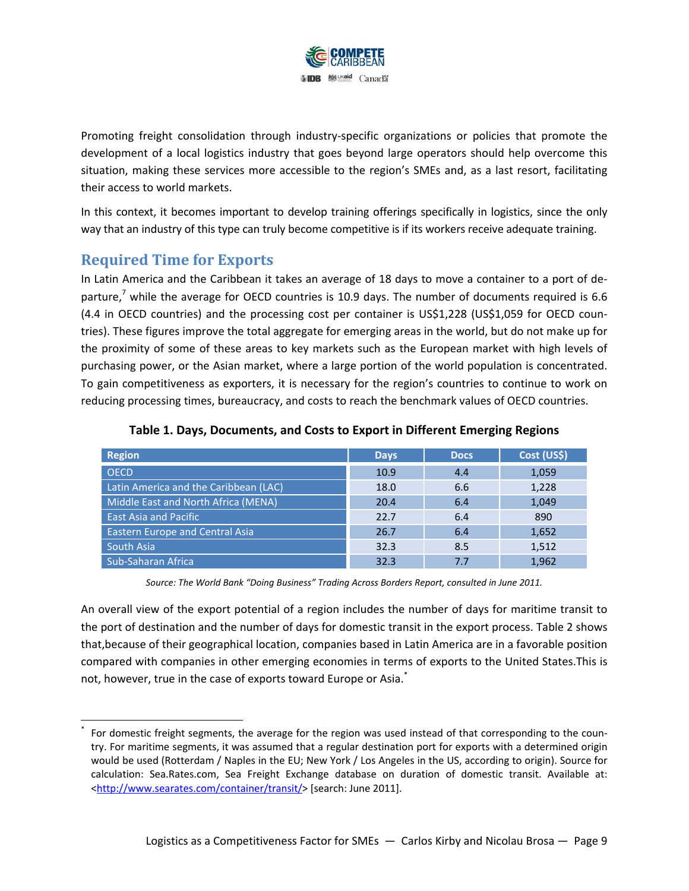Promoting freight consolidation through industry-specific organizations or policies that promote the development of a local logistics industry that goes beyond large operators should help overcome this situation, making these services more accessible to the region's SMEs and, as a last resort, facilitating their access to world markets.

In this context, it becomes important to develop training offerings specifically in logistics, since the only way that an industry of this type can truly become competitive is if its workers receive adequate training.

## Required Time for Exports

In Latin America and the Caribbean it takes an average of 18 days to move a container to a port of departure,[7] while the average for OECD countries is 10.9 days. The number of documents required is 6.6 (4.4 in OECD countries) and the processing cost per container is US$1,228 (US$1,059 for OECD countries). These figures improve the total aggregate for emerging areas in the world, but do not make up for the proximity of some of these areas to key markets such as the European market with high levels of purchasing power, or the Asian market, where a large portion of the world population is concentrated. To gain competitiveness as exporters, it is necessary for the region's countries to continue to work on reducing processing times, bureaucracy, and costs to reach the benchmark values of OECD countries.

**Table 1. Days, Documents, and Costs to Export in Different Emerging Regions**

| Region | Days | Docs | Cost (US$) |
|---|---|---|---|
| OECD | 10.9 | 4.4 | 1,059 |
| Latin America and the Caribbean (LAC) | 18.0 | 6.6 | 1,228 |
| Middle East and North Africa (MENA) | 20.4 | 6.4 | 1,049 |
| East Asia and Pacific | 22.7 | 6.4 | 890 |
| Eastern Europe and Central Asia | 26.7 | 6.4 | 1,652 |
| South Asia | 32.3 | 8.5 | 1,512 |
| Sub-Saharan Africa | 32.3 | 7.7 | 1,962 |

*Source: The World Bank "Doing Business" Trading Across Borders Report, consulted in June 2011.*

An overall view of the export potential of a region includes the number of days for maritime transit to the port of destination and the number of days for domestic transit in the export process. Table 2 shows that,because of their geographical location, companies based in Latin America are in a favorable position compared with companies in other emerging economies in terms of exports to the United States.This is not, however, true in the case of exports toward Europe or Asia.[*]

[*] For domestic freight segments, the average for the region was used instead of that corresponding to the country. For maritime segments, it was assumed that a regular destination port for exports with a determined origin would be used (Rotterdam / Naples in the EU; New York / Los Angeles in the US, according to origin). Source for calculation: Sea.Rates.com, Sea Freight Exchange database on duration of domestic transit. Available at: <http://www.searates.com/container/transit/> [search: June 2011].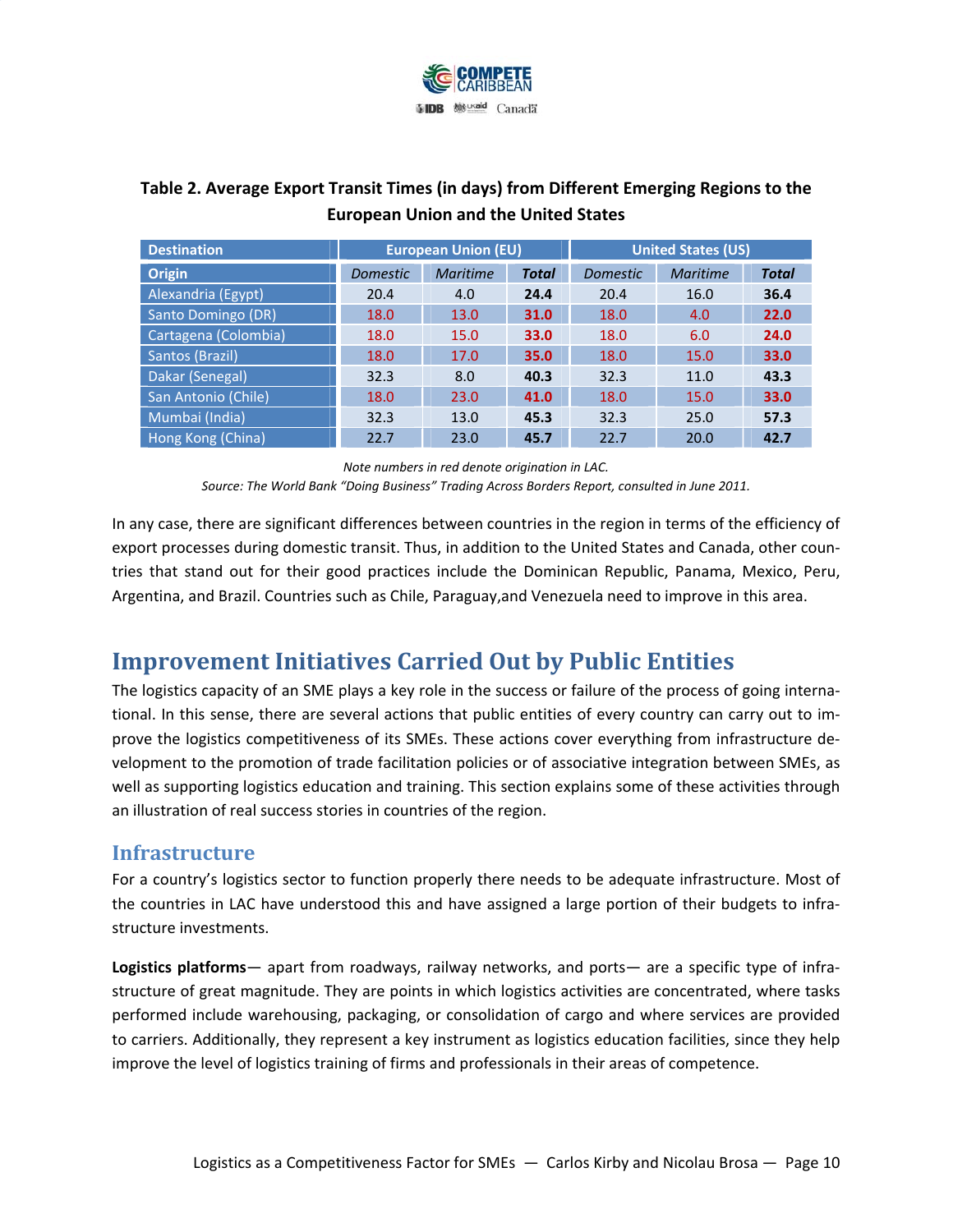**Table 2. Average Export Transit Times (in days) from Different Emerging Regions to the European Union and the United States**

| Destination | European Union (EU) | | | United States (US) | | |
|---|---|---|---|---|---|---|
| **Origin** | *Domestic* | *Maritime* | ***Total*** | *Domestic* | *Maritime* | ***Total*** |
| Alexandria (Egypt) | 20.4 | 4.0 | **24.4** | 20.4 | 16.0 | **36.4** |
| Santo Domingo (DR) | 18.0 | 13.0 | **31.0** | 18.0 | 4.0 | **22.0** |
| Cartagena (Colombia) | 18.0 | 15.0 | **33.0** | 18.0 | 6.0 | **24.0** |
| Santos (Brazil) | 18.0 | 17.0 | **35.0** | 18.0 | 15.0 | **33.0** |
| Dakar (Senegal) | 32.3 | 8.0 | **40.3** | 32.3 | 11.0 | **43.3** |
| San Antonio (Chile) | 18.0 | 23.0 | **41.0** | 18.0 | 15.0 | **33.0** |
| Mumbai (India) | 32.3 | 13.0 | **45.3** | 32.3 | 25.0 | **57.3** |
| Hong Kong (China) | 22.7 | 23.0 | **45.7** | 22.7 | 20.0 | **42.7** |

*Note numbers in red denote origination in LAC.*

*Source: The World Bank "Doing Business" Trading Across Borders Report, consulted in June 2011.*

In any case, there are significant differences between countries in the region in terms of the efficiency of export processes during domestic transit. Thus, in addition to the United States and Canada, other countries that stand out for their good practices include the Dominican Republic, Panama, Mexico, Peru, Argentina, and Brazil. Countries such as Chile, Paraguay,and Venezuela need to improve in this area.

## Improvement Initiatives Carried Out by Public Entities

The logistics capacity of an SME plays a key role in the success or failure of the process of going international. In this sense, there are several actions that public entities of every country can carry out to improve the logistics competitiveness of its SMEs. These actions cover everything from infrastructure development to the promotion of trade facilitation policies or of associative integration between SMEs, as well as supporting logistics education and training. This section explains some of these activities through an illustration of real success stories in countries of the region.

### Infrastructure

For a country's logistics sector to function properly there needs to be adequate infrastructure. Most of the countries in LAC have understood this and have assigned a large portion of their budgets to infrastructure investments.

**Logistics platforms**— apart from roadways, railway networks, and ports— are a specific type of infrastructure of great magnitude. They are points in which logistics activities are concentrated, where tasks performed include warehousing, packaging, or consolidation of cargo and where services are provided to carriers. Additionally, they represent a key instrument as logistics education facilities, since they help improve the level of logistics training of firms and professionals in their areas of competence.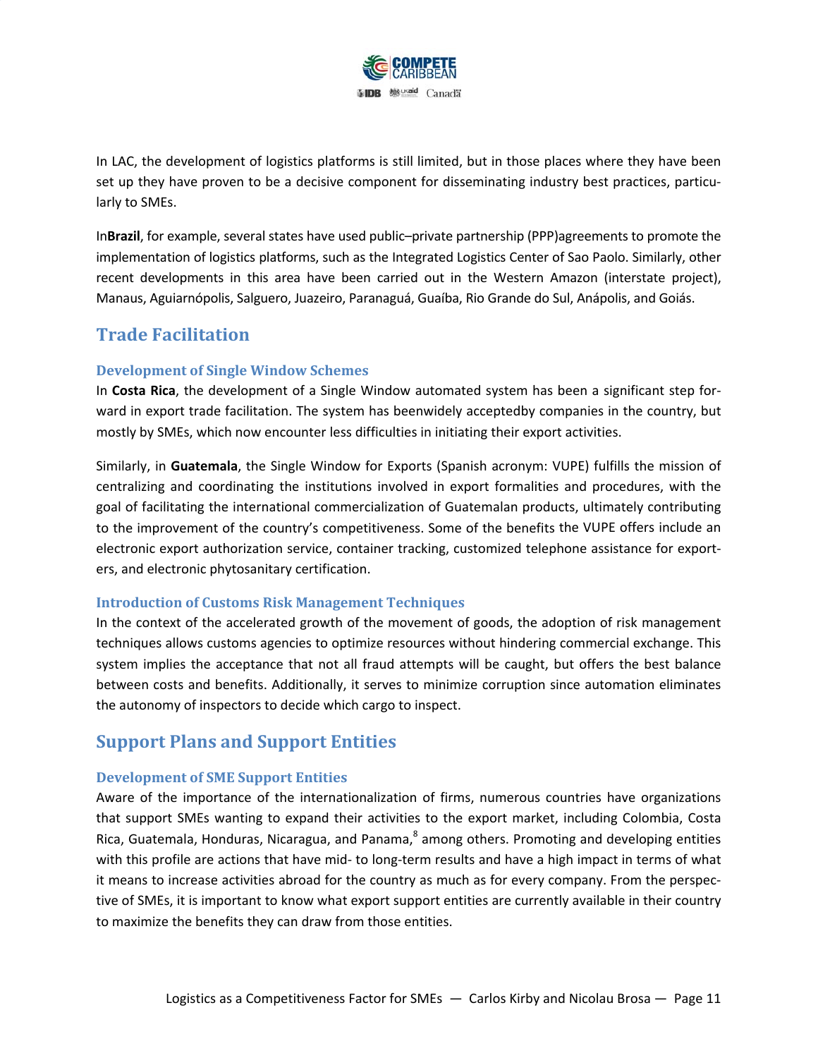In LAC, the development of logistics platforms is still limited, but in those places where they have been set up they have proven to be a decisive component for disseminating industry best practices, particularly to SMEs.

In**Brazil**, for example, several states have used public–private partnership (PPP)agreements to promote the implementation of logistics platforms, such as the Integrated Logistics Center of Sao Paolo. Similarly, other recent developments in this area have been carried out in the Western Amazon (interstate project), Manaus, Aguiarnópolis, Salguero, Juazeiro, Paranaguá, Guaíba, Rio Grande do Sul, Anápolis, and Goiás.

## Trade Facilitation

### Development of Single Window Schemes

In **Costa Rica**, the development of a Single Window automated system has been a significant step forward in export trade facilitation. The system has beenwidely acceptedby companies in the country, but mostly by SMEs, which now encounter less difficulties in initiating their export activities.

Similarly, in **Guatemala**, the Single Window for Exports (Spanish acronym: VUPE) fulfills the mission of centralizing and coordinating the institutions involved in export formalities and procedures, with the goal of facilitating the international commercialization of Guatemalan products, ultimately contributing to the improvement of the country's competitiveness. Some of the benefits the VUPE offers include an electronic export authorization service, container tracking, customized telephone assistance for exporters, and electronic phytosanitary certification.

### Introduction of Customs Risk Management Techniques

In the context of the accelerated growth of the movement of goods, the adoption of risk management techniques allows customs agencies to optimize resources without hindering commercial exchange. This system implies the acceptance that not all fraud attempts will be caught, but offers the best balance between costs and benefits. Additionally, it serves to minimize corruption since automation eliminates the autonomy of inspectors to decide which cargo to inspect.

## Support Plans and Support Entities

### Development of SME Support Entities

Aware of the importance of the internationalization of firms, numerous countries have organizations that support SMEs wanting to expand their activities to the export market, including Colombia, Costa Rica, Guatemala, Honduras, Nicaragua, and Panama,[8] among others. Promoting and developing entities with this profile are actions that have mid- to long-term results and have a high impact in terms of what it means to increase activities abroad for the country as much as for every company. From the perspective of SMEs, it is important to know what export support entities are currently available in their country to maximize the benefits they can draw from those entities.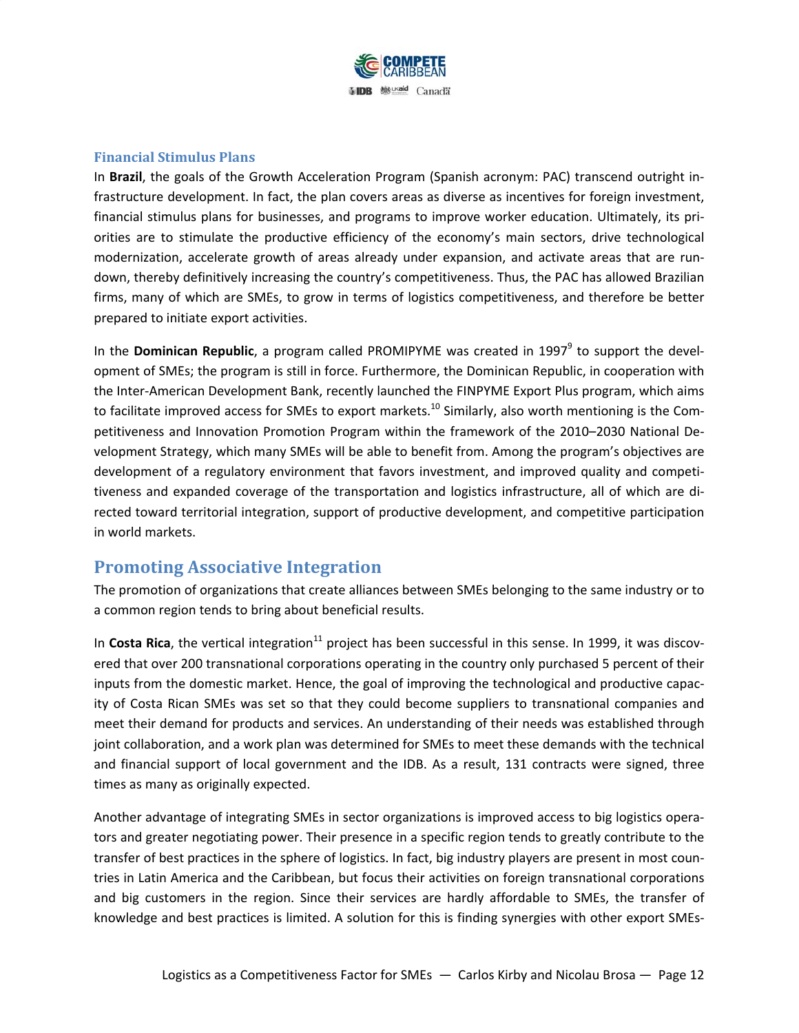### Financial Stimulus Plans

In **Brazil**, the goals of the Growth Acceleration Program (Spanish acronym: PAC) transcend outright infrastructure development. In fact, the plan covers areas as diverse as incentives for foreign investment, financial stimulus plans for businesses, and programs to improve worker education. Ultimately, its priorities are to stimulate the productive efficiency of the economy's main sectors, drive technological modernization, accelerate growth of areas already under expansion, and activate areas that are rundown, thereby definitively increasing the country's competitiveness. Thus, the PAC has allowed Brazilian firms, many of which are SMEs, to grow in terms of logistics competitiveness, and therefore be better prepared to initiate export activities.

In the **Dominican Republic**, a program called PROMIPYME was created in 1997[9] to support the development of SMEs; the program is still in force. Furthermore, the Dominican Republic, in cooperation with the Inter-American Development Bank, recently launched the FINPYME Export Plus program, which aims to facilitate improved access for SMEs to export markets.[10] Similarly, also worth mentioning is the Competitiveness and Innovation Promotion Program within the framework of the 2010–2030 National Development Strategy, which many SMEs will be able to benefit from. Among the program's objectives are development of a regulatory environment that favors investment, and improved quality and competitiveness and expanded coverage of the transportation and logistics infrastructure, all of which are directed toward territorial integration, support of productive development, and competitive participation in world markets.

## Promoting Associative Integration

The promotion of organizations that create alliances between SMEs belonging to the same industry or to a common region tends to bring about beneficial results.

In **Costa Rica**, the vertical integration[11] project has been successful in this sense. In 1999, it was discovered that over 200 transnational corporations operating in the country only purchased 5 percent of their inputs from the domestic market. Hence, the goal of improving the technological and productive capacity of Costa Rican SMEs was set so that they could become suppliers to transnational companies and meet their demand for products and services. An understanding of their needs was established through joint collaboration, and a work plan was determined for SMEs to meet these demands with the technical and financial support of local government and the IDB. As a result, 131 contracts were signed, three times as many as originally expected.

Another advantage of integrating SMEs in sector organizations is improved access to big logistics operators and greater negotiating power. Their presence in a specific region tends to greatly contribute to the transfer of best practices in the sphere of logistics. In fact, big industry players are present in most countries in Latin America and the Caribbean, but focus their activities on foreign transnational corporations and big customers in the region. Since their services are hardly affordable to SMEs, the transfer of knowledge and best practices is limited. A solution for this is finding synergies with other export SMEs-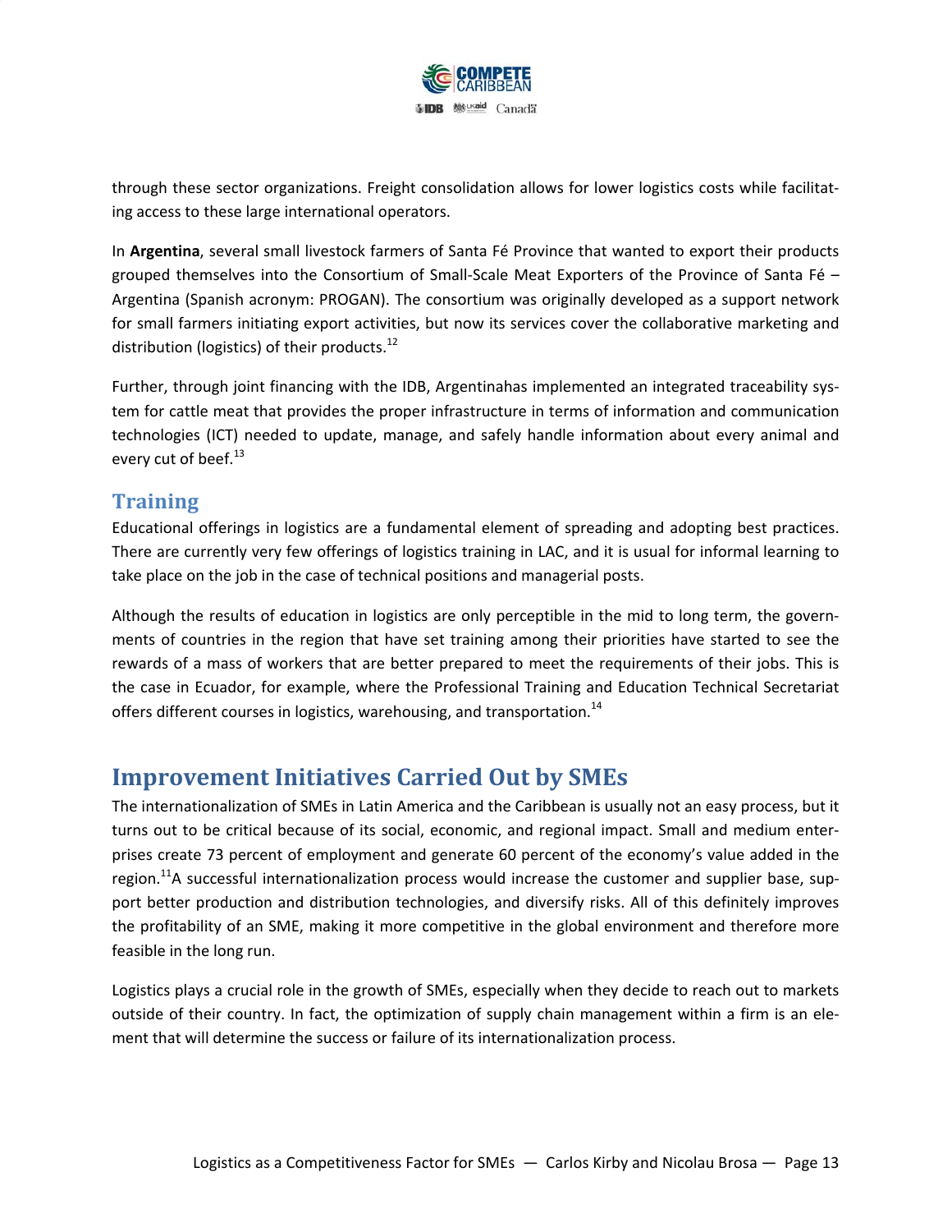through these sector organizations. Freight consolidation allows for lower logistics costs while facilitating access to these large international operators.

In **Argentina**, several small livestock farmers of Santa Fé Province that wanted to export their products grouped themselves into the Consortium of Small-Scale Meat Exporters of the Province of Santa Fé – Argentina (Spanish acronym: PROGAN). The consortium was originally developed as a support network for small farmers initiating export activities, but now its services cover the collaborative marketing and distribution (logistics) of their products.[12]

Further, through joint financing with the IDB, Argentinahas implemented an integrated traceability system for cattle meat that provides the proper infrastructure in terms of information and communication technologies (ICT) needed to update, manage, and safely handle information about every animal and every cut of beef.[13]

### Training

Educational offerings in logistics are a fundamental element of spreading and adopting best practices. There are currently very few offerings of logistics training in LAC, and it is usual for informal learning to take place on the job in the case of technical positions and managerial posts.

Although the results of education in logistics are only perceptible in the mid to long term, the governments of countries in the region that have set training among their priorities have started to see the rewards of a mass of workers that are better prepared to meet the requirements of their jobs. This is the case in Ecuador, for example, where the Professional Training and Education Technical Secretariat offers different courses in logistics, warehousing, and transportation.[14]

## Improvement Initiatives Carried Out by SMEs

The internationalization of SMEs in Latin America and the Caribbean is usually not an easy process, but it turns out to be critical because of its social, economic, and regional impact. Small and medium enterprises create 73 percent of employment and generate 60 percent of the economy's value added in the region.[11]A successful internationalization process would increase the customer and supplier base, support better production and distribution technologies, and diversify risks. All of this definitely improves the profitability of an SME, making it more competitive in the global environment and therefore more feasible in the long run.

Logistics plays a crucial role in the growth of SMEs, especially when they decide to reach out to markets outside of their country. In fact, the optimization of supply chain management within a firm is an element that will determine the success or failure of its internationalization process.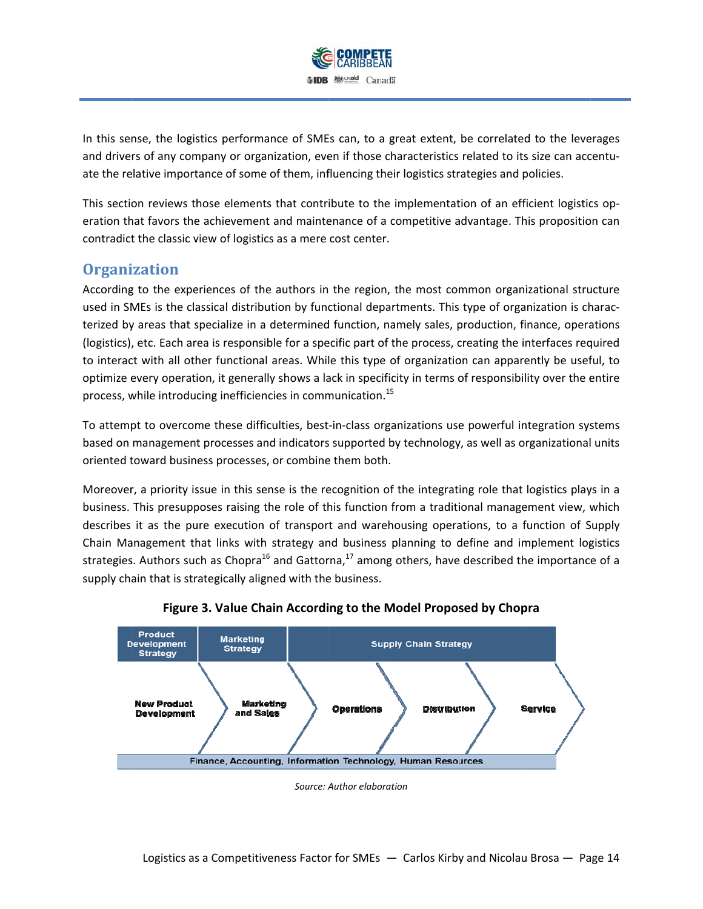In this sense, the logistics performance of SMEs can, to a great extent, be correlated to the leverages and drivers of any company or organization, even if those characteristics related to its size can accentuate the relative importance of some of them, influencing their logistics strategies and policies.

This section reviews those elements that contribute to the implementation of an efficient logistics operation that favors the achievement and maintenance of a competitive advantage. This proposition can contradict the classic view of logistics as a mere cost center.

## Organization

According to the experiences of the authors in the region, the most common organizational structure used in SMEs is the classical distribution by functional departments. This type of organization is characterized by areas that specialize in a determined function, namely sales, production, finance, operations (logistics), etc. Each area is responsible for a specific part of the process, creating the interfaces required to interact with all other functional areas. While this type of organization can apparently be useful, to optimize every operation, it generally shows a lack in specificity in terms of responsibility over the entire process, while introducing inefficiencies in communication.[15]

To attempt to overcome these difficulties, best-in-class organizations use powerful integration systems based on management processes and indicators supported by technology, as well as organizational units oriented toward business processes, or combine them both.

Moreover, a priority issue in this sense is the recognition of the integrating role that logistics plays in a business. This presupposes raising the role of this function from a traditional management view, which describes it as the pure execution of transport and warehousing operations, to a function of Supply Chain Management that links with strategy and business planning to define and implement logistics strategies. Authors such as Chopra[16] and Gattorna,[17] among others, have described the importance of a supply chain that is strategically aligned with the business.

**Figure 3. Value Chain According to the Model Proposed by Chopra**

| Product Development Strategy | Marketing Strategy | Supply Chain Strategy | | |
|---|---|---|---|---|
| New Product Development | Marketing and Sales | Operations | Distribution | Service |
| Finance, Accounting, Information Technology, Human Resources | | | | |

*Source: Author elaboration*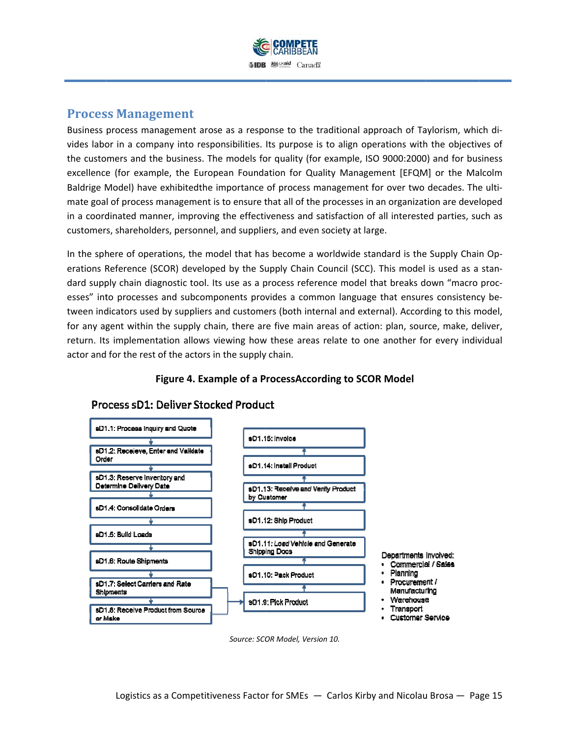## Process Management

Business process management arose as a response to the traditional approach of Taylorism, which divides labor in a company into responsibilities. Its purpose is to align operations with the objectives of the customers and the business. The models for quality (for example, ISO 9000:2000) and for business excellence (for example, the European Foundation for Quality Management [EFQM] or the Malcolm Baldrige Model) have exhibitedthe importance of process management for over two decades. The ultimate goal of process management is to ensure that all of the processes in an organization are developed in a coordinated manner, improving the effectiveness and satisfaction of all interested parties, such as customers, shareholders, personnel, and suppliers, and even society at large.

In the sphere of operations, the model that has become a worldwide standard is the Supply Chain Operations Reference (SCOR) developed by the Supply Chain Council (SCC). This model is used as a standard supply chain diagnostic tool. Its use as a process reference model that breaks down "macro processes" into processes and subcomponents provides a common language that ensures consistency between indicators used by suppliers and customers (both internal and external). According to this model, for any agent within the supply chain, there are five main areas of action: plan, source, make, deliver, return. Its implementation allows viewing how these areas relate to one another for every individual actor and for the rest of the actors in the supply chain.

**Figure 4. Example of a ProcessAccording to SCOR Model**

Process sD1: Deliver Stocked Product

- sD1.1: Process Inquiry and Quote
- sD1.2: Receieve, Enter and Validate Order
- sD1.3: Reserve Inventory and Determine Delivery Date
- sD1.4: Consolidate Orders
- sD1.5: Build Loads
- sD1.6: Route Shipments
- sD1.7: Select Carriers and Rate Shipments
- sD1.8: Receive Product from Source or Make
- sD1.9: Pick Product
- sD1.10: Pack Product
- sD1.11: Load Vehicle and Generate Shipping Docs
- sD1.12: Ship Product
- sD1.13: Receive and Verify Product by Customer
- sD1.14: Install Product
- sD1.15: Invoice

Departments involved:

- Commercial / Sales
- Planning
- Procurement / Manufacturing
- Warehouse
- Transport
- Customer Service

*Source: SCOR Model, Version 10.*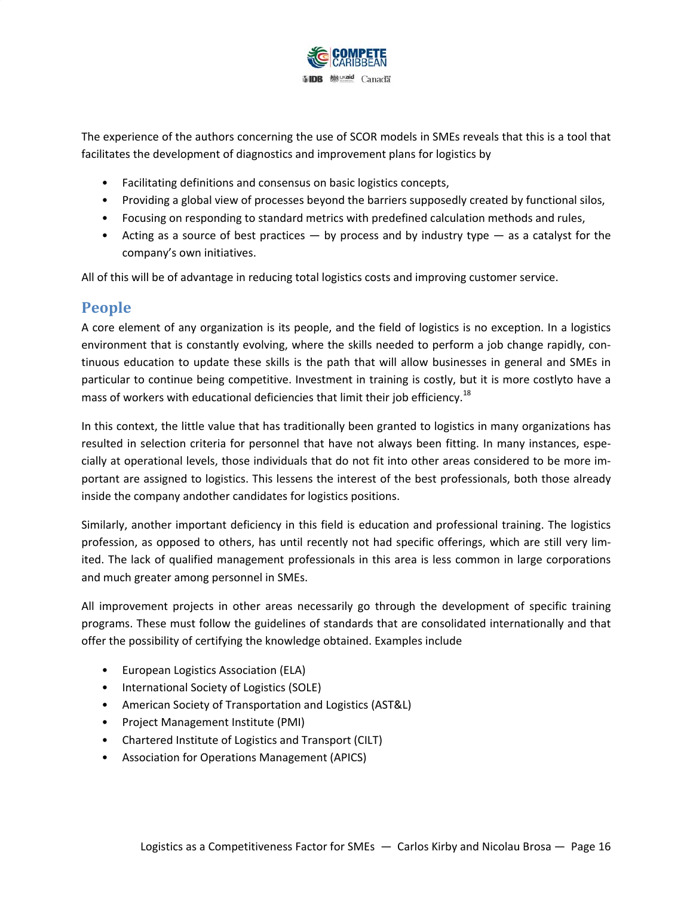The experience of the authors concerning the use of SCOR models in SMEs reveals that this is a tool that facilitates the development of diagnostics and improvement plans for logistics by

- Facilitating definitions and consensus on basic logistics concepts,
- Providing a global view of processes beyond the barriers supposedly created by functional silos,
- Focusing on responding to standard metrics with predefined calculation methods and rules,
- Acting as a source of best practices — by process and by industry type — as a catalyst for the company's own initiatives.

All of this will be of advantage in reducing total logistics costs and improving customer service.

## People

A core element of any organization is its people, and the field of logistics is no exception. In a logistics environment that is constantly evolving, where the skills needed to perform a job change rapidly, continuous education to update these skills is the path that will allow businesses in general and SMEs in particular to continue being competitive. Investment in training is costly, but it is more costlyto have a mass of workers with educational deficiencies that limit their job efficiency.[18]

In this context, the little value that has traditionally been granted to logistics in many organizations has resulted in selection criteria for personnel that have not always been fitting. In many instances, especially at operational levels, those individuals that do not fit into other areas considered to be more important are assigned to logistics. This lessens the interest of the best professionals, both those already inside the company andother candidates for logistics positions.

Similarly, another important deficiency in this field is education and professional training. The logistics profession, as opposed to others, has until recently not had specific offerings, which are still very limited. The lack of qualified management professionals in this area is less common in large corporations and much greater among personnel in SMEs.

All improvement projects in other areas necessarily go through the development of specific training programs. These must follow the guidelines of standards that are consolidated internationally and that offer the possibility of certifying the knowledge obtained. Examples include

- European Logistics Association (ELA)
- International Society of Logistics (SOLE)
- American Society of Transportation and Logistics (AST&L)
- Project Management Institute (PMI)
- Chartered Institute of Logistics and Transport (CILT)
- Association for Operations Management (APICS)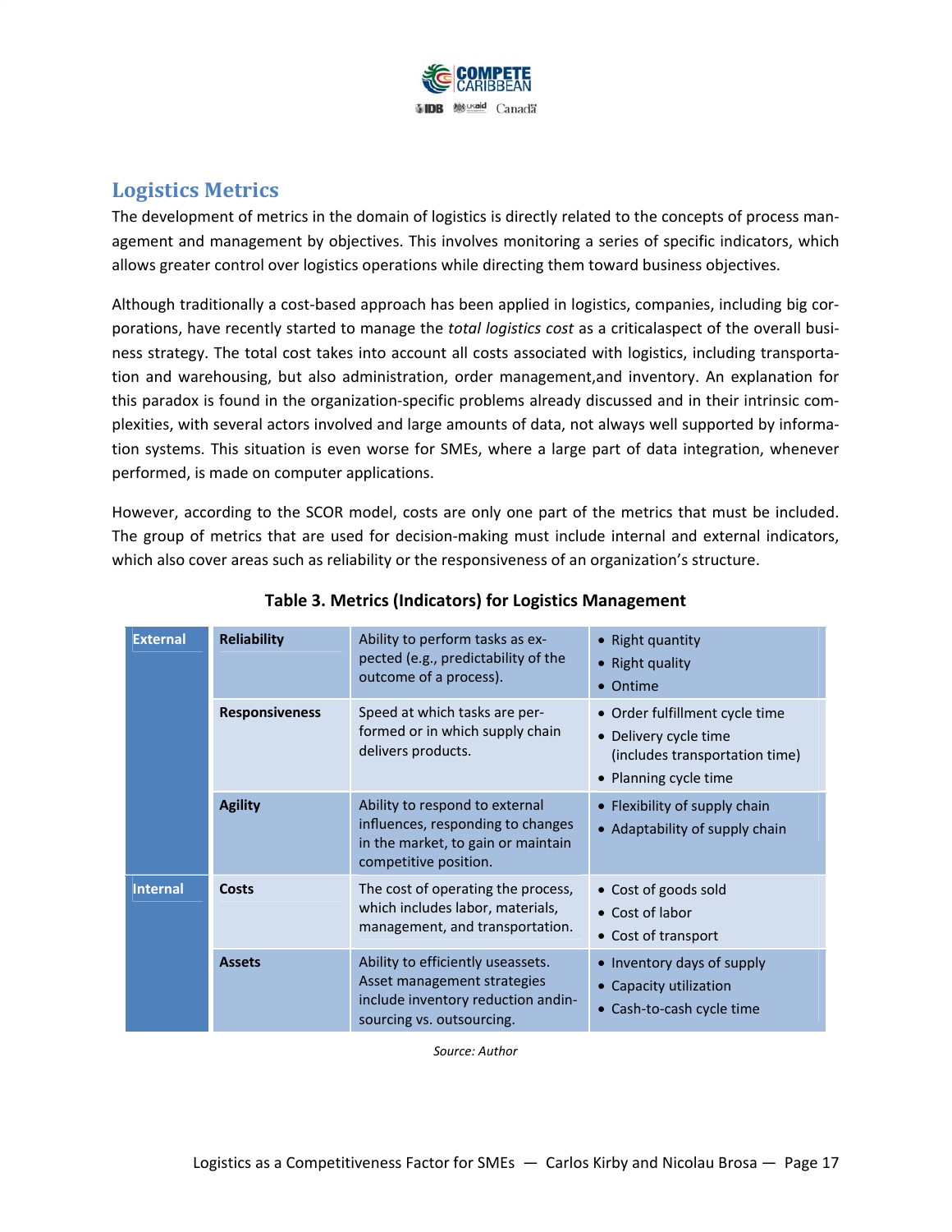## Logistics Metrics

The development of metrics in the domain of logistics is directly related to the concepts of process management and management by objectives. This involves monitoring a series of specific indicators, which allows greater control over logistics operations while directing them toward business objectives.

Although traditionally a cost-based approach has been applied in logistics, companies, including big corporations, have recently started to manage the *total logistics cost* as a criticalaspect of the overall business strategy. The total cost takes into account all costs associated with logistics, including transportation and warehousing, but also administration, order management,and inventory. An explanation for this paradox is found in the organization-specific problems already discussed and in their intrinsic complexities, with several actors involved and large amounts of data, not always well supported by information systems. This situation is even worse for SMEs, where a large part of data integration, whenever performed, is made on computer applications.

However, according to the SCOR model, costs are only one part of the metrics that must be included. The group of metrics that are used for decision-making must include internal and external indicators, which also cover areas such as reliability or the responsiveness of an organization's structure.

**Table 3. Metrics (Indicators) for Logistics Management**

| | | | |
|---|---|---|---|
| **External** | **Reliability** | Ability to perform tasks as expected (e.g., predictability of the outcome of a process). | • Right quantity<br>• Right quality<br>• Ontime |
| | **Responsiveness** | Speed at which tasks are performed or in which supply chain delivers products. | • Order fulfillment cycle time<br>• Delivery cycle time (includes transportation time)<br>• Planning cycle time |
| | **Agility** | Ability to respond to external influences, responding to changes in the market, to gain or maintain competitive position. | • Flexibility of supply chain<br>• Adaptability of supply chain |
| **Internal** | **Costs** | The cost of operating the process, which includes labor, materials, management, and transportation. | • Cost of goods sold<br>• Cost of labor<br>• Cost of transport |
| | **Assets** | Ability to efficiently useassets. Asset management strategies include inventory reduction andinsourcing vs. outsourcing. | • Inventory days of supply<br>• Capacity utilization<br>• Cash-to-cash cycle time |

*Source: Author*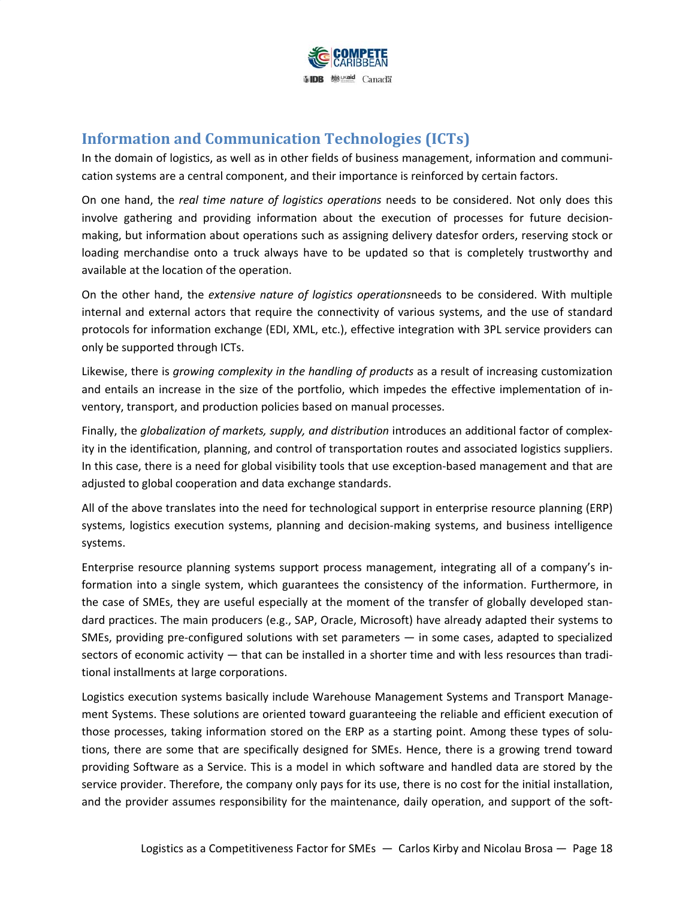## Information and Communication Technologies (ICTs)

In the domain of logistics, as well as in other fields of business management, information and communication systems are a central component, and their importance is reinforced by certain factors.

On one hand, the *real time nature of logistics operations* needs to be considered. Not only does this involve gathering and providing information about the execution of processes for future decision-making, but information about operations such as assigning delivery datesfor orders, reserving stock or loading merchandise onto a truck always have to be updated so that is completely trustworthy and available at the location of the operation.

On the other hand, the *extensive nature of logistics operations*needs to be considered. With multiple internal and external actors that require the connectivity of various systems, and the use of standard protocols for information exchange (EDI, XML, etc.), effective integration with 3PL service providers can only be supported through ICTs.

Likewise, there is *growing complexity in the handling of products* as a result of increasing customization and entails an increase in the size of the portfolio, which impedes the effective implementation of inventory, transport, and production policies based on manual processes.

Finally, the *globalization of markets, supply, and distribution* introduces an additional factor of complexity in the identification, planning, and control of transportation routes and associated logistics suppliers. In this case, there is a need for global visibility tools that use exception-based management and that are adjusted to global cooperation and data exchange standards.

All of the above translates into the need for technological support in enterprise resource planning (ERP) systems, logistics execution systems, planning and decision-making systems, and business intelligence systems.

Enterprise resource planning systems support process management, integrating all of a company's information into a single system, which guarantees the consistency of the information. Furthermore, in the case of SMEs, they are useful especially at the moment of the transfer of globally developed standard practices. The main producers (e.g., SAP, Oracle, Microsoft) have already adapted their systems to SMEs, providing pre-configured solutions with set parameters — in some cases, adapted to specialized sectors of economic activity — that can be installed in a shorter time and with less resources than traditional installments at large corporations.

Logistics execution systems basically include Warehouse Management Systems and Transport Management Systems. These solutions are oriented toward guaranteeing the reliable and efficient execution of those processes, taking information stored on the ERP as a starting point. Among these types of solutions, there are some that are specifically designed for SMEs. Hence, there is a growing trend toward providing Software as a Service. This is a model in which software and handled data are stored by the service provider. Therefore, the company only pays for its use, there is no cost for the initial installation, and the provider assumes responsibility for the maintenance, daily operation, and support of the soft-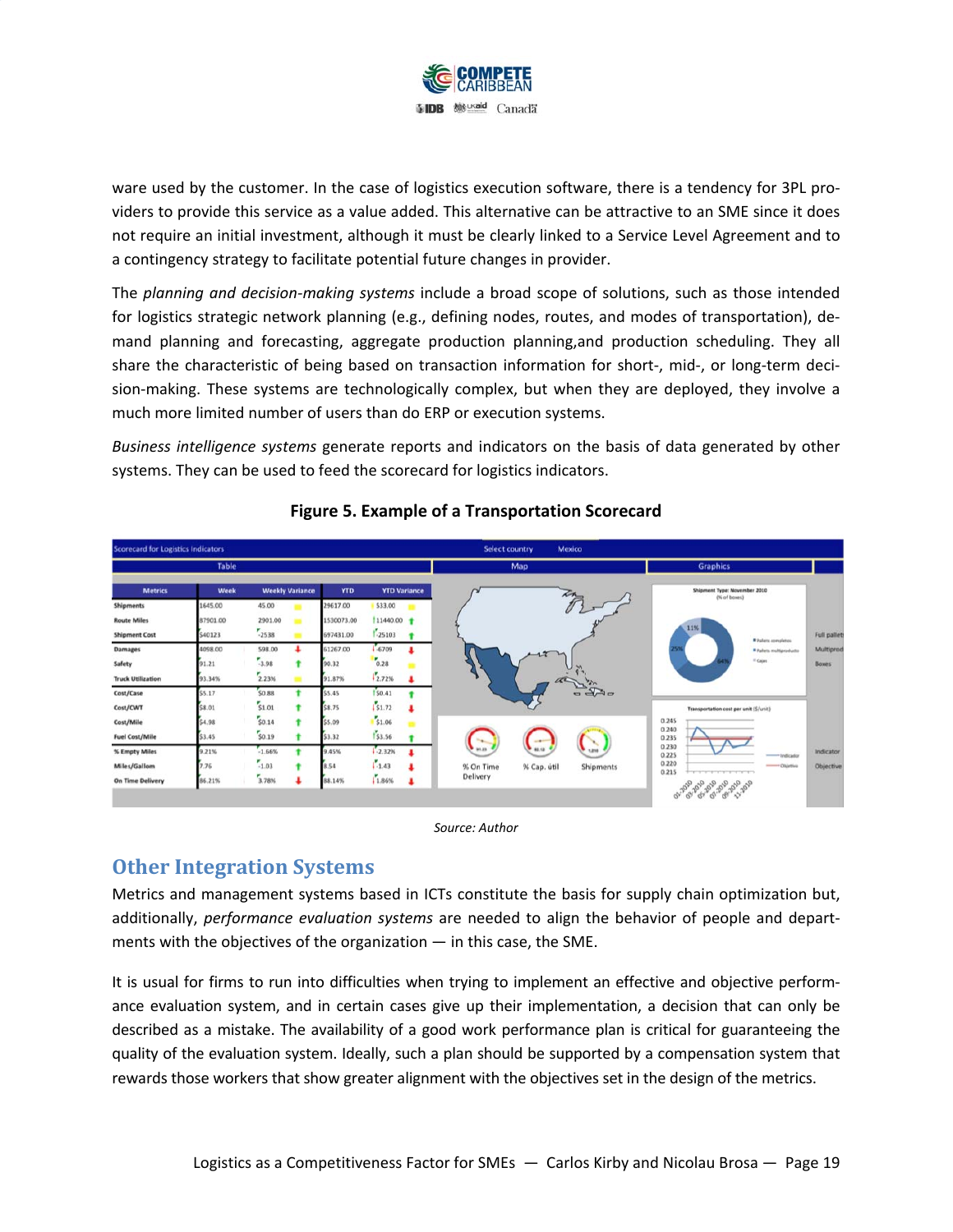ware used by the customer. In the case of logistics execution software, there is a tendency for 3PL providers to provide this service as a value added. This alternative can be attractive to an SME since it does not require an initial investment, although it must be clearly linked to a Service Level Agreement and to a contingency strategy to facilitate potential future changes in provider.

The *planning and decision-making systems* include a broad scope of solutions, such as those intended for logistics strategic network planning (e.g., defining nodes, routes, and modes of transportation), demand planning and forecasting, aggregate production planning,and production scheduling. They all share the characteristic of being based on transaction information for short-, mid-, or long-term decision-making. These systems are technologically complex, but when they are deployed, they involve a much more limited number of users than do ERP or execution systems.

*Business intelligence systems* generate reports and indicators on the basis of data generated by other systems. They can be used to feed the scorecard for logistics indicators.

**Figure 5. Example of a Transportation Scorecard**

Scorecard for Logistics Indicators — Select country: Mexico

| Metrics | Week | Weekly Variance | YTD | YTD Variance |
|---|---|---|---|---|
| Shipments | 1645.00 | 45.00 | 29617.00 | 533.00 |
| Route Miles | 87901.00 | 2901.00 | 1530073.00 | 11440.00 |
| Shipment Cost | $40123 | -2538 | 697431.00 | -25103 |
| Damages | 4098.00 | 598.00 | 61267.00 | -6709 |
| Safety | 91.21 | -3.98 | 90.32 | 0.28 |
| Truck Utilization | 93.34% | 2.23% | 91.87% | 2.72% |
| Cost/Case | $5.17 | $0.88 | $5.45 | $0.41 |
| Cost/CWT | $8.01 | $1.01 | $8.75 | $1.72 |
| Cost/Mile | $4.98 | $0.14 | $5.09 | $1.06 |
| Fuel Cost/Mile | $3.45 | $0.19 | $3.32 | $3.56 |
| % Empty Miles | 9.21% | -1.66% | 9.45% | -2.32% |
| Miles/Gallon | 7.76 | -1.01 | 8.54 | -1.43 |
| On Time Delivery | 86.21% | 3.78% | 88.14% | 1.86% |

*Source: Author*

## Other Integration Systems

Metrics and management systems based in ICTs constitute the basis for supply chain optimization but, additionally, *performance evaluation systems* are needed to align the behavior of people and departments with the objectives of the organization — in this case, the SME.

It is usual for firms to run into difficulties when trying to implement an effective and objective performance evaluation system, and in certain cases give up their implementation, a decision that can only be described as a mistake. The availability of a good work performance plan is critical for guaranteeing the quality of the evaluation system. Ideally, such a plan should be supported by a compensation system that rewards those workers that show greater alignment with the objectives set in the design of the metrics.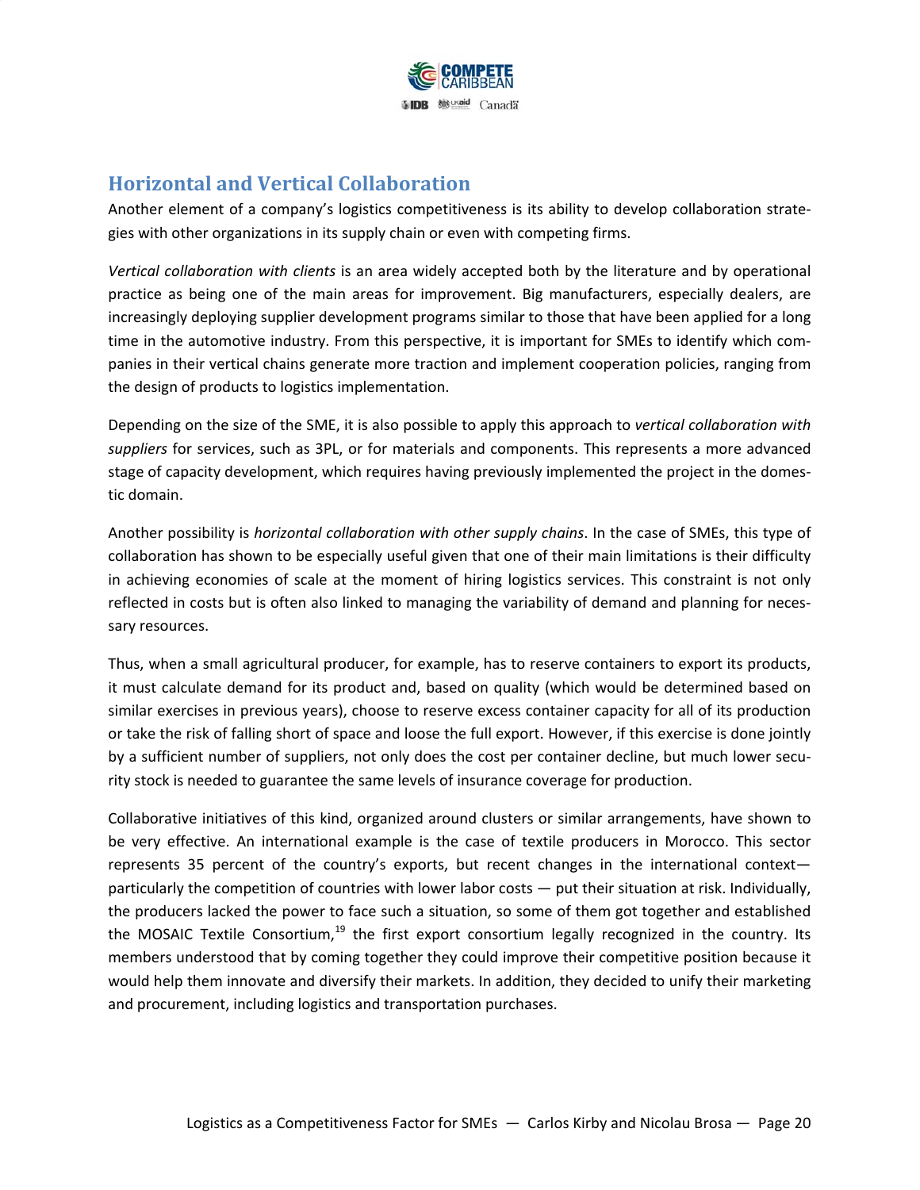## Horizontal and Vertical Collaboration

Another element of a company's logistics competitiveness is its ability to develop collaboration strategies with other organizations in its supply chain or even with competing firms.

*Vertical collaboration with clients* is an area widely accepted both by the literature and by operational practice as being one of the main areas for improvement. Big manufacturers, especially dealers, are increasingly deploying supplier development programs similar to those that have been applied for a long time in the automotive industry. From this perspective, it is important for SMEs to identify which companies in their vertical chains generate more traction and implement cooperation policies, ranging from the design of products to logistics implementation.

Depending on the size of the SME, it is also possible to apply this approach to *vertical collaboration with suppliers* for services, such as 3PL, or for materials and components. This represents a more advanced stage of capacity development, which requires having previously implemented the project in the domestic domain.

Another possibility is *horizontal collaboration with other supply chains*. In the case of SMEs, this type of collaboration has shown to be especially useful given that one of their main limitations is their difficulty in achieving economies of scale at the moment of hiring logistics services. This constraint is not only reflected in costs but is often also linked to managing the variability of demand and planning for necessary resources.

Thus, when a small agricultural producer, for example, has to reserve containers to export its products, it must calculate demand for its product and, based on quality (which would be determined based on similar exercises in previous years), choose to reserve excess container capacity for all of its production or take the risk of falling short of space and loose the full export. However, if this exercise is done jointly by a sufficient number of suppliers, not only does the cost per container decline, but much lower security stock is needed to guarantee the same levels of insurance coverage for production.

Collaborative initiatives of this kind, organized around clusters or similar arrangements, have shown to be very effective. An international example is the case of textile producers in Morocco. This sector represents 35 percent of the country's exports, but recent changes in the international context—particularly the competition of countries with lower labor costs — put their situation at risk. Individually, the producers lacked the power to face such a situation, so some of them got together and established the MOSAIC Textile Consortium,[19] the first export consortium legally recognized in the country. Its members understood that by coming together they could improve their competitive position because it would help them innovate and diversify their markets. In addition, they decided to unify their marketing and procurement, including logistics and transportation purchases.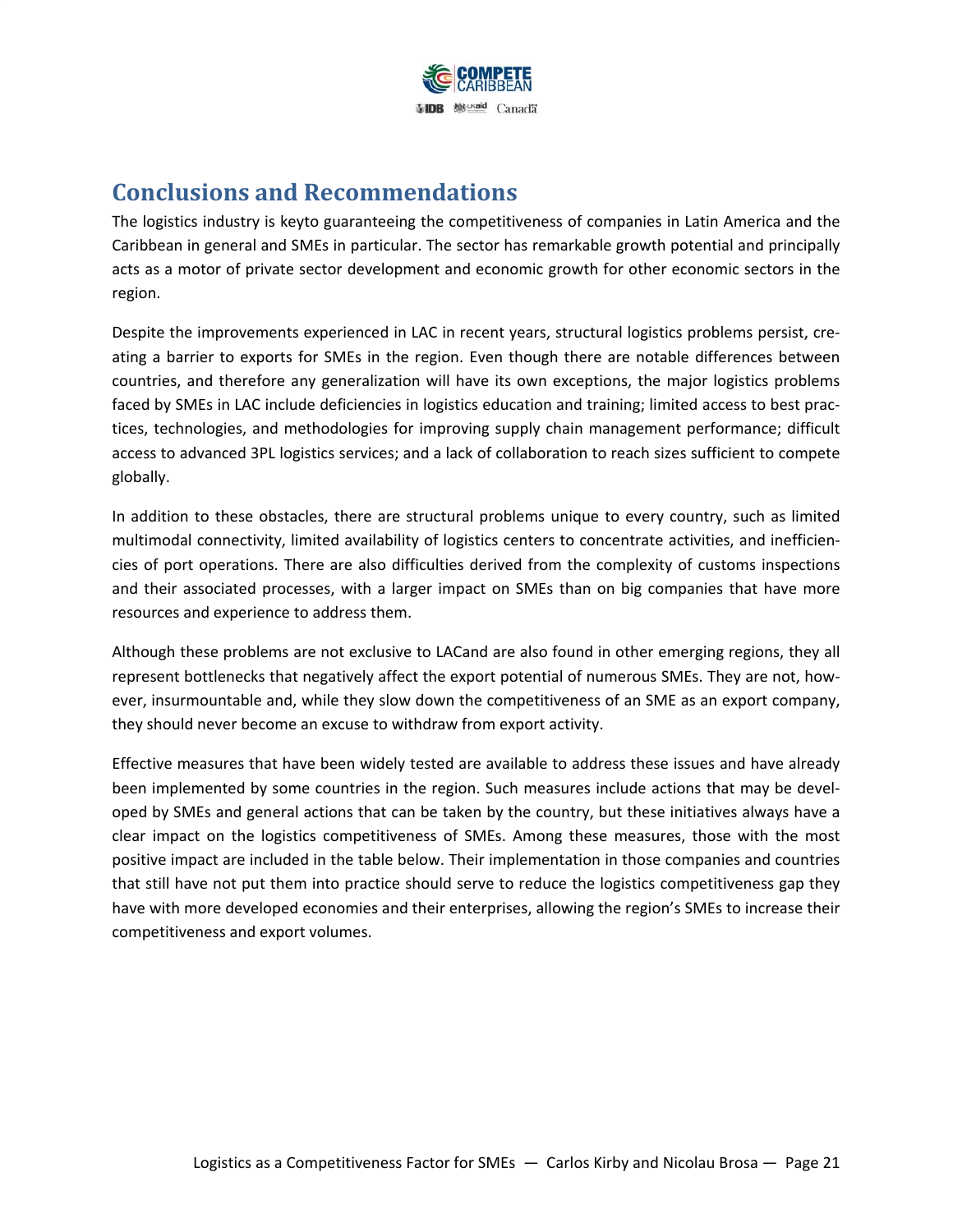## Conclusions and Recommendations

The logistics industry is keyto guaranteeing the competitiveness of companies in Latin America and the Caribbean in general and SMEs in particular. The sector has remarkable growth potential and principally acts as a motor of private sector development and economic growth for other economic sectors in the region.

Despite the improvements experienced in LAC in recent years, structural logistics problems persist, creating a barrier to exports for SMEs in the region. Even though there are notable differences between countries, and therefore any generalization will have its own exceptions, the major logistics problems faced by SMEs in LAC include deficiencies in logistics education and training; limited access to best practices, technologies, and methodologies for improving supply chain management performance; difficult access to advanced 3PL logistics services; and a lack of collaboration to reach sizes sufficient to compete globally.

In addition to these obstacles, there are structural problems unique to every country, such as limited multimodal connectivity, limited availability of logistics centers to concentrate activities, and inefficiencies of port operations. There are also difficulties derived from the complexity of customs inspections and their associated processes, with a larger impact on SMEs than on big companies that have more resources and experience to address them.

Although these problems are not exclusive to LACand are also found in other emerging regions, they all represent bottlenecks that negatively affect the export potential of numerous SMEs. They are not, however, insurmountable and, while they slow down the competitiveness of an SME as an export company, they should never become an excuse to withdraw from export activity.

Effective measures that have been widely tested are available to address these issues and have already been implemented by some countries in the region. Such measures include actions that may be developed by SMEs and general actions that can be taken by the country, but these initiatives always have a clear impact on the logistics competitiveness of SMEs. Among these measures, those with the most positive impact are included in the table below. Their implementation in those companies and countries that still have not put them into practice should serve to reduce the logistics competitiveness gap they have with more developed economies and their enterprises, allowing the region's SMEs to increase their competitiveness and export volumes.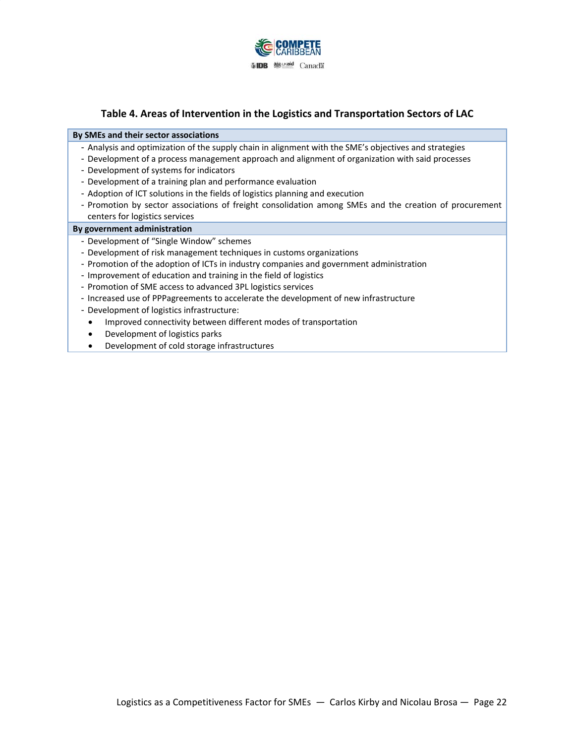**Table 4. Areas of Intervention in the Logistics and Transportation Sectors of LAC**

| **By SMEs and their sector associations** |
|---|
| - Analysis and optimization of the supply chain in alignment with the SME's objectives and strategies<br>- Development of a process management approach and alignment of organization with said processes<br>- Development of systems for indicators<br>- Development of a training plan and performance evaluation<br>- Adoption of ICT solutions in the fields of logistics planning and execution<br>- Promotion by sector associations of freight consolidation among SMEs and the creation of procurement centers for logistics services |
| **By government administration** |
| - Development of "Single Window" schemes<br>- Development of risk management techniques in customs organizations<br>- Promotion of the adoption of ICTs in industry companies and government administration<br>- Improvement of education and training in the field of logistics<br>- Promotion of SME access to advanced 3PL logistics services<br>- Increased use of PPPagreements to accelerate the development of new infrastructure<br>- Development of logistics infrastructure:<br>• Improved connectivity between different modes of transportation<br>• Development of logistics parks<br>• Development of cold storage infrastructures |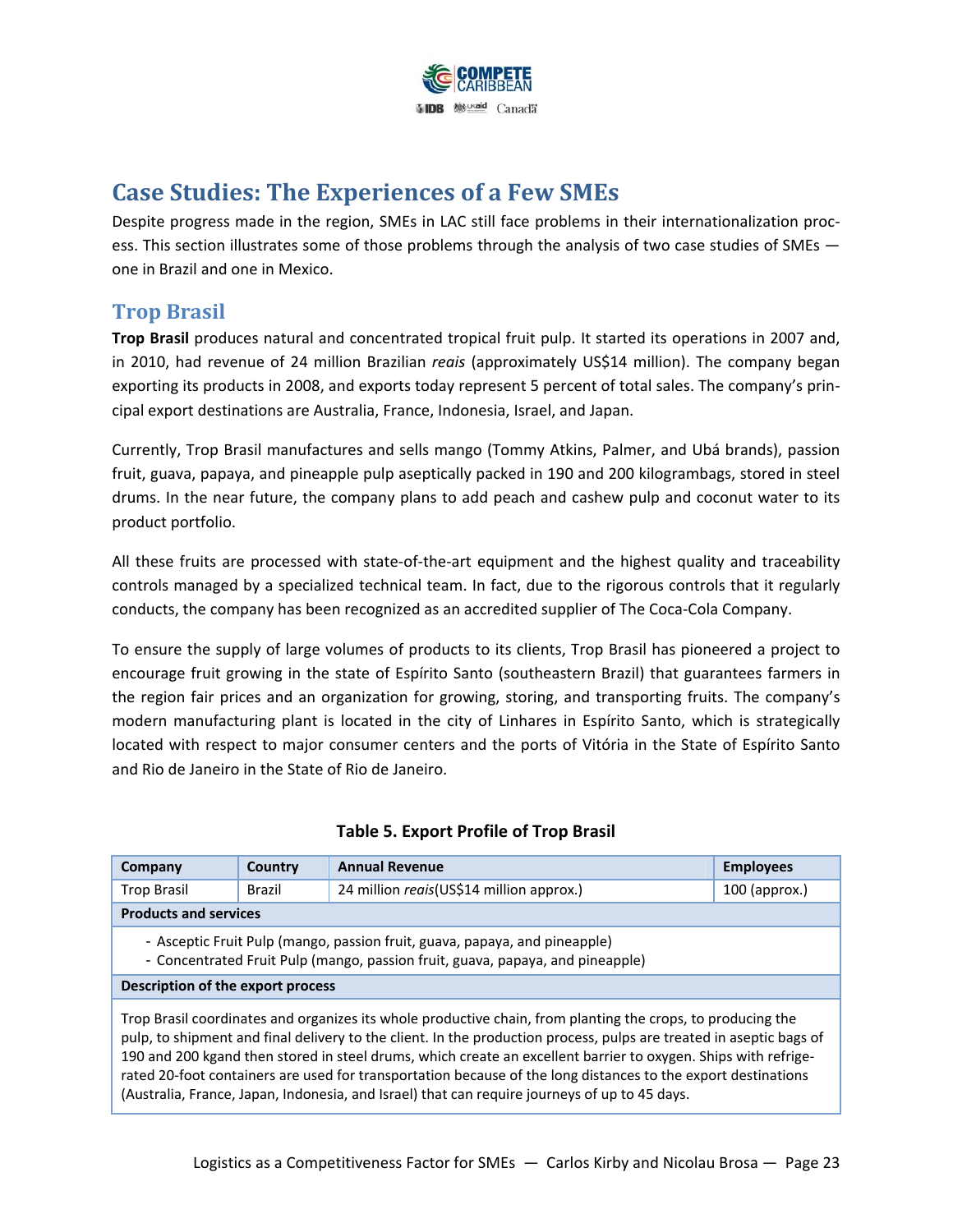## Case Studies: The Experiences of a Few SMEs

Despite progress made in the region, SMEs in LAC still face problems in their internationalization process. This section illustrates some of those problems through the analysis of two case studies of SMEs — one in Brazil and one in Mexico.

### Trop Brasil

**Trop Brasil** produces natural and concentrated tropical fruit pulp. It started its operations in 2007 and, in 2010, had revenue of 24 million Brazilian *reais* (approximately US$14 million). The company began exporting its products in 2008, and exports today represent 5 percent of total sales. The company's principal export destinations are Australia, France, Indonesia, Israel, and Japan.

Currently, Trop Brasil manufactures and sells mango (Tommy Atkins, Palmer, and Ubá brands), passion fruit, guava, papaya, and pineapple pulp aseptically packed in 190 and 200 kilogrambags, stored in steel drums. In the near future, the company plans to add peach and cashew pulp and coconut water to its product portfolio.

All these fruits are processed with state-of-the-art equipment and the highest quality and traceability controls managed by a specialized technical team. In fact, due to the rigorous controls that it regularly conducts, the company has been recognized as an accredited supplier of The Coca-Cola Company.

To ensure the supply of large volumes of products to its clients, Trop Brasil has pioneered a project to encourage fruit growing in the state of Espírito Santo (southeastern Brazil) that guarantees farmers in the region fair prices and an organization for growing, storing, and transporting fruits. The company's modern manufacturing plant is located in the city of Linhares in Espírito Santo, which is strategically located with respect to major consumer centers and the ports of Vitória in the State of Espírito Santo and Rio de Janeiro in the State of Rio de Janeiro.

**Table 5. Export Profile of Trop Brasil**

| Company | Country | Annual Revenue | Employees |
|---|---|---|---|
| Trop Brasil | Brazil | 24 million *reais*(US$14 million approx.) | 100 (approx.) |
| **Products and services** | | | |
| - Asceptic Fruit Pulp (mango, passion fruit, guava, papaya, and pineapple)<br>- Concentrated Fruit Pulp (mango, passion fruit, guava, papaya, and pineapple) | | | |
| **Description of the export process** | | | |
| Trop Brasil coordinates and organizes its whole productive chain, from planting the crops, to producing the pulp, to shipment and final delivery to the client. In the production process, pulps are treated in aseptic bags of 190 and 200 kgand then stored in steel drums, which create an excellent barrier to oxygen. Ships with refrigerated 20-foot containers are used for transportation because of the long distances to the export destinations (Australia, France, Japan, Indonesia, and Israel) that can require journeys of up to 45 days. | | | |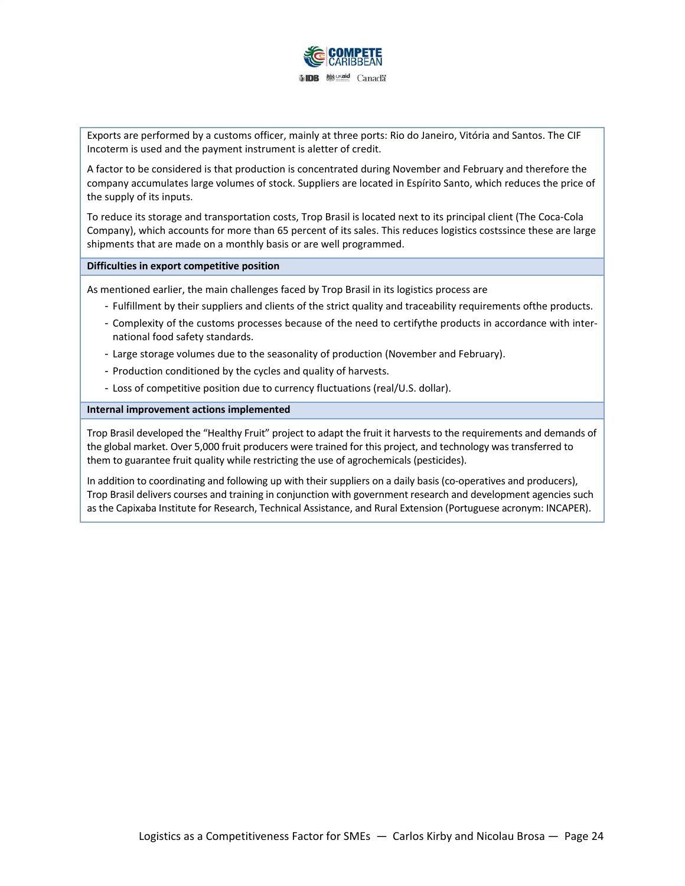Exports are performed by a customs officer, mainly at three ports: Rio do Janeiro, Vitória and Santos. The CIF Incoterm is used and the payment instrument is aletter of credit.

A factor to be considered is that production is concentrated during November and February and therefore the company accumulates large volumes of stock. Suppliers are located in Espírito Santo, which reduces the price of the supply of its inputs.

To reduce its storage and transportation costs, Trop Brasil is located next to its principal client (The Coca-Cola Company), which accounts for more than 65 percent of its sales. This reduces logistics costssince these are large shipments that are made on a monthly basis or are well programmed.

**Difficulties in export competitive position**

As mentioned earlier, the main challenges faced by Trop Brasil in its logistics process are

- Fulfillment by their suppliers and clients of the strict quality and traceability requirements ofthe products.
- Complexity of the customs processes because of the need to certifythe products in accordance with international food safety standards.
- Large storage volumes due to the seasonality of production (November and February).
- Production conditioned by the cycles and quality of harvests.
- Loss of competitive position due to currency fluctuations (real/U.S. dollar).

**Internal improvement actions implemented**

Trop Brasil developed the "Healthy Fruit" project to adapt the fruit it harvests to the requirements and demands of the global market. Over 5,000 fruit producers were trained for this project, and technology was transferred to them to guarantee fruit quality while restricting the use of agrochemicals (pesticides).

In addition to coordinating and following up with their suppliers on a daily basis (co-operatives and producers), Trop Brasil delivers courses and training in conjunction with government research and development agencies such as the Capixaba Institute for Research, Technical Assistance, and Rural Extension (Portuguese acronym: INCAPER).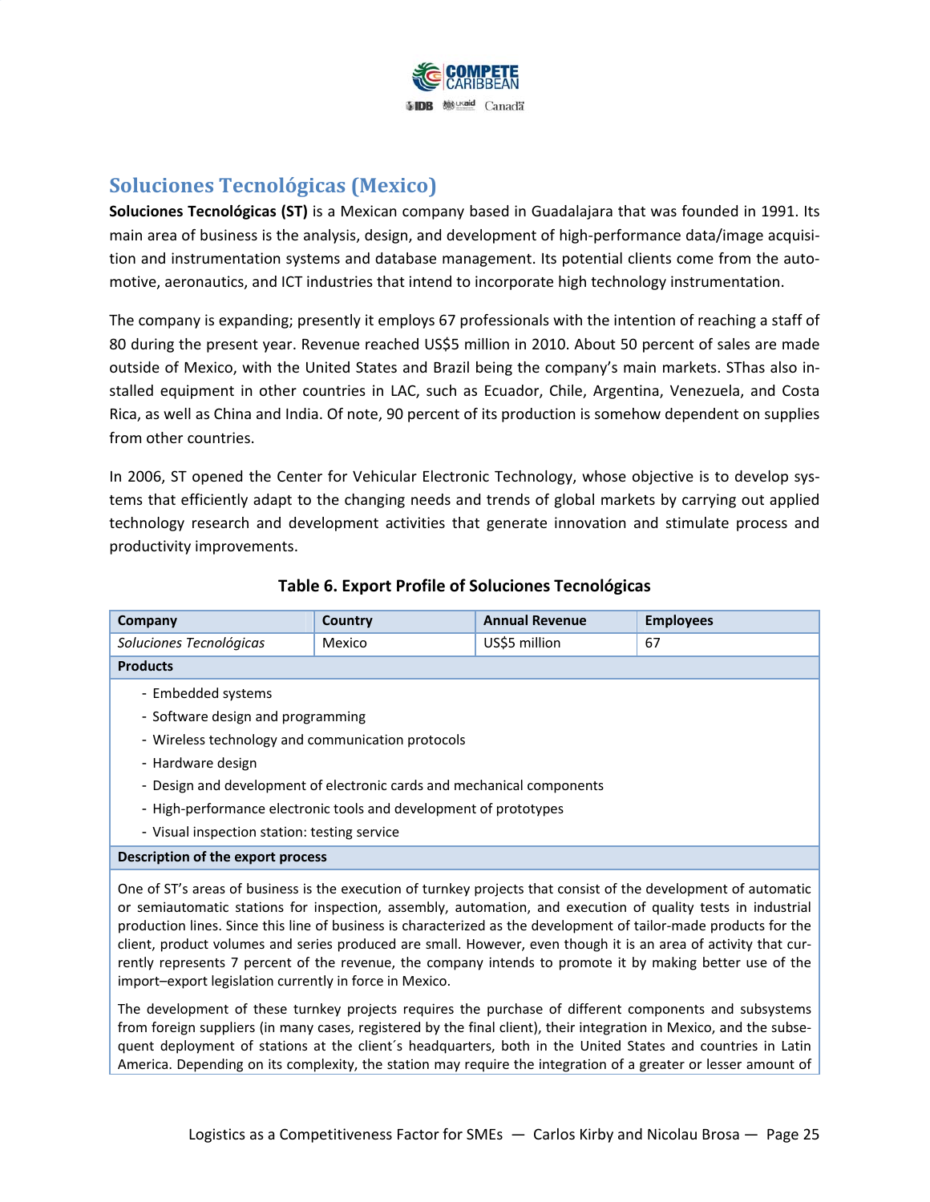## Soluciones Tecnológicas (Mexico)

**Soluciones Tecnológicas (ST)** is a Mexican company based in Guadalajara that was founded in 1991. Its main area of business is the analysis, design, and development of high-performance data/image acquisition and instrumentation systems and database management. Its potential clients come from the automotive, aeronautics, and ICT industries that intend to incorporate high technology instrumentation.

The company is expanding; presently it employs 67 professionals with the intention of reaching a staff of 80 during the present year. Revenue reached US$5 million in 2010. About 50 percent of sales are made outside of Mexico, with the United States and Brazil being the company's main markets. SThas also installed equipment in other countries in LAC, such as Ecuador, Chile, Argentina, Venezuela, and Costa Rica, as well as China and India. Of note, 90 percent of its production is somehow dependent on supplies from other countries.

In 2006, ST opened the Center for Vehicular Electronic Technology, whose objective is to develop systems that efficiently adapt to the changing needs and trends of global markets by carrying out applied technology research and development activities that generate innovation and stimulate process and productivity improvements.

**Table 6. Export Profile of Soluciones Tecnológicas**

| Company | Country | Annual Revenue | Employees |
|---|---|---|---|
| *Soluciones Tecnológicas* | Mexico | US$5 million | 67 |

**Products**

- Embedded systems
- Software design and programming
- Wireless technology and communication protocols
- Hardware design
- Design and development of electronic cards and mechanical components
- High-performance electronic tools and development of prototypes
- Visual inspection station: testing service

**Description of the export process**

One of ST's areas of business is the execution of turnkey projects that consist of the development of automatic or semiautomatic stations for inspection, assembly, automation, and execution of quality tests in industrial production lines. Since this line of business is characterized as the development of tailor-made products for the client, product volumes and series produced are small. However, even though it is an area of activity that currently represents 7 percent of the revenue, the company intends to promote it by making better use of the import–export legislation currently in force in Mexico.

The development of these turnkey projects requires the purchase of different components and subsystems from foreign suppliers (in many cases, registered by the final client), their integration in Mexico, and the subsequent deployment of stations at the client´s headquarters, both in the United States and countries in Latin America. Depending on its complexity, the station may require the integration of a greater or lesser amount of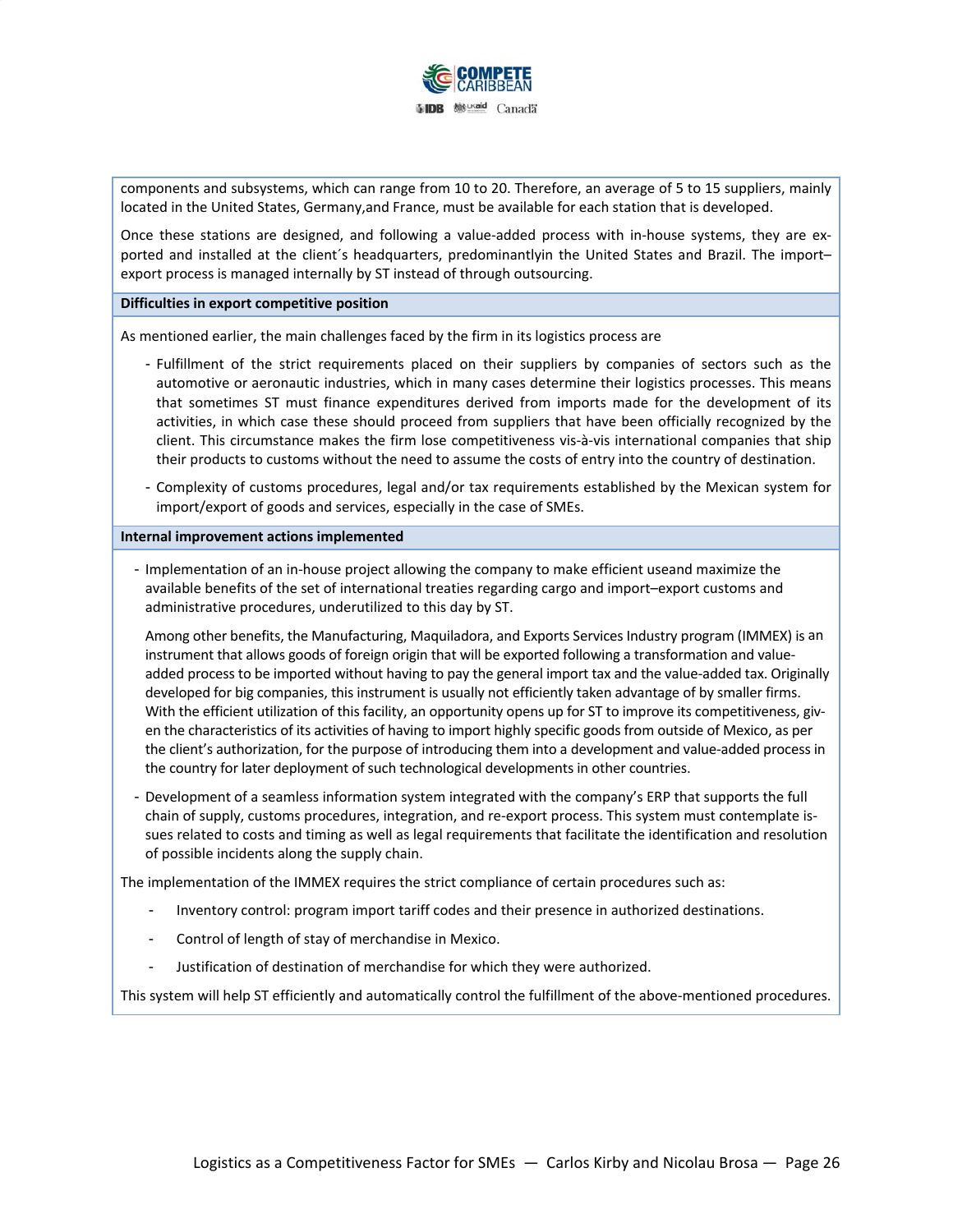components and subsystems, which can range from 10 to 20. Therefore, an average of 5 to 15 suppliers, mainly located in the United States, Germany,and France, must be available for each station that is developed.

Once these stations are designed, and following a value-added process with in-house systems, they are exported and installed at the client´s headquarters, predominantlyin the United States and Brazil. The import–export process is managed internally by ST instead of through outsourcing.

**Difficulties in export competitive position**

As mentioned earlier, the main challenges faced by the firm in its logistics process are

- Fulfillment of the strict requirements placed on their suppliers by companies of sectors such as the automotive or aeronautic industries, which in many cases determine their logistics processes. This means that sometimes ST must finance expenditures derived from imports made for the development of its activities, in which case these should proceed from suppliers that have been officially recognized by the client. This circumstance makes the firm lose competitiveness vis-à-vis international companies that ship their products to customs without the need to assume the costs of entry into the country of destination.
- Complexity of customs procedures, legal and/or tax requirements established by the Mexican system for import/export of goods and services, especially in the case of SMEs.

**Internal improvement actions implemented**

- Implementation of an in-house project allowing the company to make efficient useand maximize the available benefits of the set of international treaties regarding cargo and import–export customs and administrative procedures, underutilized to this day by ST.

  Among other benefits, the Manufacturing, Maquiladora, and Exports Services Industry program (IMMEX) is an instrument that allows goods of foreign origin that will be exported following a transformation and value-added process to be imported without having to pay the general import tax and the value-added tax. Originally developed for big companies, this instrument is usually not efficiently taken advantage of by smaller firms. With the efficient utilization of this facility, an opportunity opens up for ST to improve its competitiveness, given the characteristics of its activities of having to import highly specific goods from outside of Mexico, as per the client's authorization, for the purpose of introducing them into a development and value-added process in the country for later deployment of such technological developments in other countries.

- Development of a seamless information system integrated with the company's ERP that supports the full chain of supply, customs procedures, integration, and re-export process. This system must contemplate issues related to costs and timing as well as legal requirements that facilitate the identification and resolution of possible incidents along the supply chain.

The implementation of the IMMEX requires the strict compliance of certain procedures such as:

- Inventory control: program import tariff codes and their presence in authorized destinations.
- Control of length of stay of merchandise in Mexico.
- Justification of destination of merchandise for which they were authorized.

This system will help ST efficiently and automatically control the fulfillment of the above-mentioned procedures.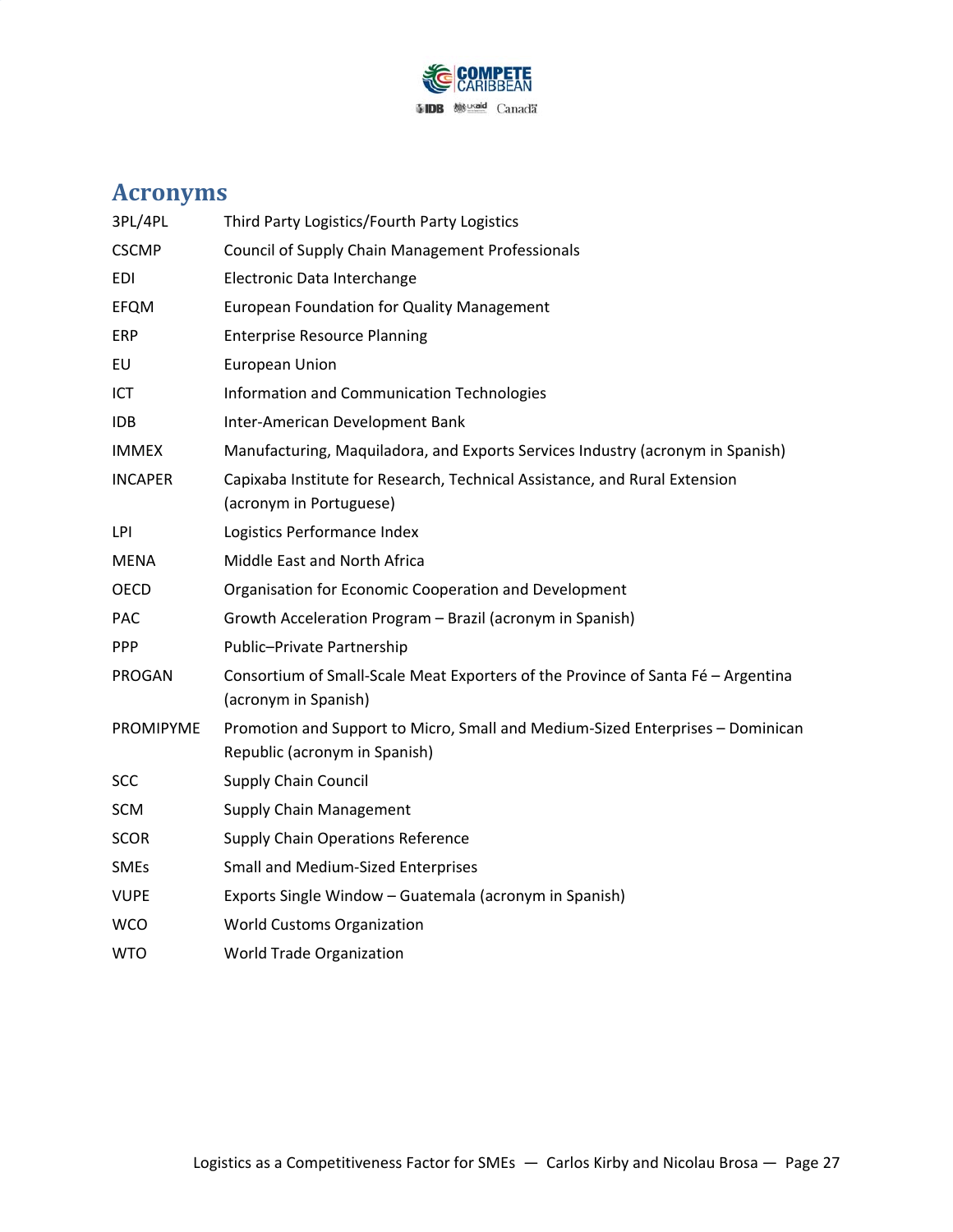# Acronyms

| | |
|---|---|
| 3PL/4PL | Third Party Logistics/Fourth Party Logistics |
| CSCMP | Council of Supply Chain Management Professionals |
| EDI | Electronic Data Interchange |
| EFQM | European Foundation for Quality Management |
| ERP | Enterprise Resource Planning |
| EU | European Union |
| ICT | Information and Communication Technologies |
| IDB | Inter-American Development Bank |
| IMMEX | Manufacturing, Maquiladora, and Exports Services Industry (acronym in Spanish) |
| INCAPER | Capixaba Institute for Research, Technical Assistance, and Rural Extension (acronym in Portuguese) |
| LPI | Logistics Performance Index |
| MENA | Middle East and North Africa |
| OECD | Organisation for Economic Cooperation and Development |
| PAC | Growth Acceleration Program – Brazil (acronym in Spanish) |
| PPP | Public–Private Partnership |
| PROGAN | Consortium of Small-Scale Meat Exporters of the Province of Santa Fé – Argentina (acronym in Spanish) |
| PROMIPYME | Promotion and Support to Micro, Small and Medium-Sized Enterprises – Dominican Republic (acronym in Spanish) |
| SCC | Supply Chain Council |
| SCM | Supply Chain Management |
| SCOR | Supply Chain Operations Reference |
| SMEs | Small and Medium-Sized Enterprises |
| VUPE | Exports Single Window – Guatemala (acronym in Spanish) |
| WCO | World Customs Organization |
| WTO | World Trade Organization |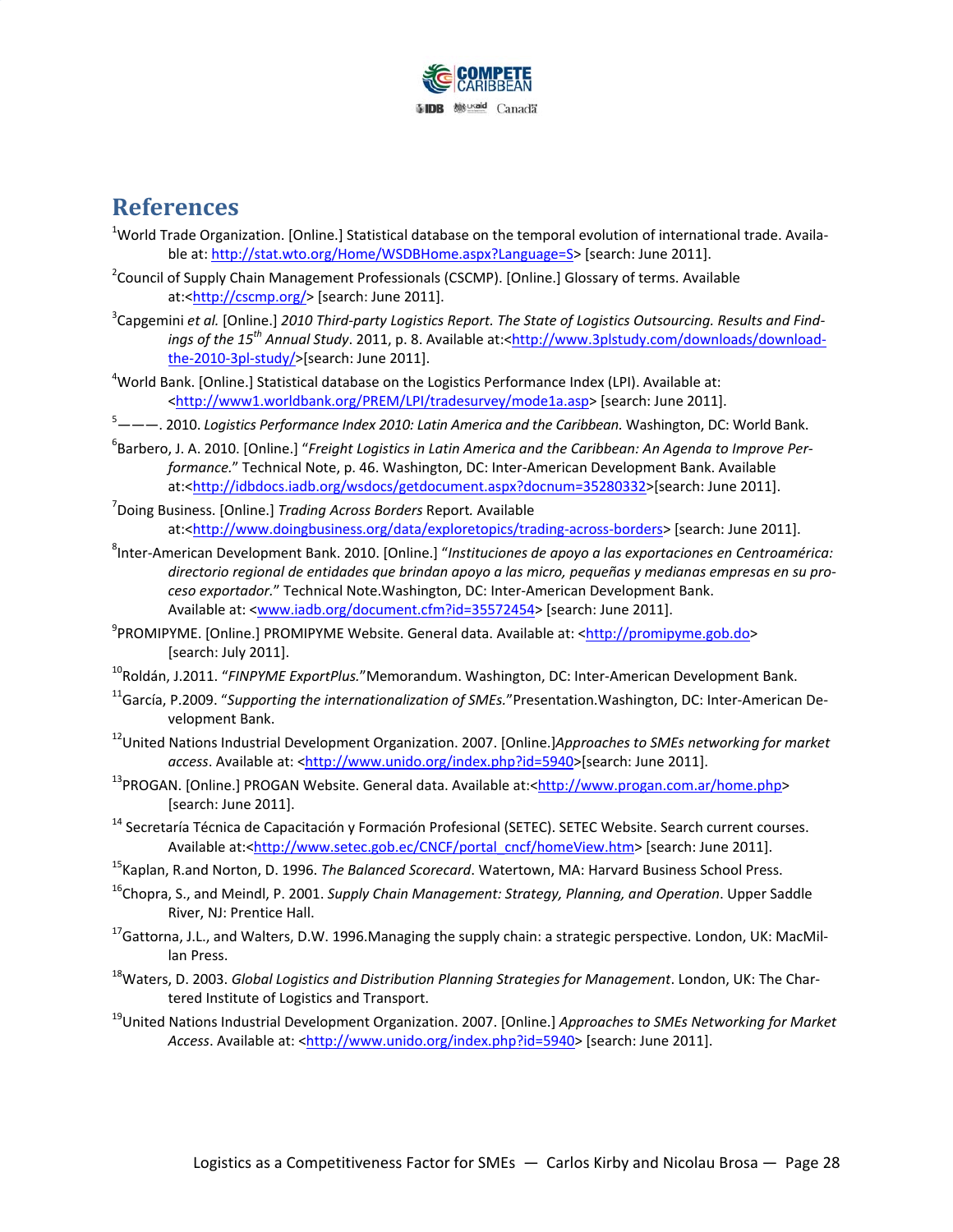## References

[1]World Trade Organization. [Online.] Statistical database on the temporal evolution of international trade. Available at: <http://stat.wto.org/Home/WSDBHome.aspx?Language=S> [search: June 2011].

[2]Council of Supply Chain Management Professionals (CSCMP). [Online.] Glossary of terms. Available at:<http://cscmp.org/> [search: June 2011].

[3]Capgemini *et al.* [Online.] *2010 Third-party Logistics Report. The State of Logistics Outsourcing. Results and Findings of the 15th Annual Study*. 2011, p. 8. Available at:<http://www.3plstudy.com/downloads/download-the-2010-3pl-study/>[search: June 2011].

[4]World Bank. [Online.] Statistical database on the Logistics Performance Index (LPI). Available at: <http://www1.worldbank.org/PREM/LPI/tradesurvey/mode1a.asp> [search: June 2011].

[5]———. 2010. *Logistics Performance Index 2010: Latin America and the Caribbean.* Washington, DC: World Bank.

[6]Barbero, J. A. 2010. [Online.] "*Freight Logistics in Latin America and the Caribbean: An Agenda to Improve Performance.*" Technical Note, p. 46. Washington, DC: Inter-American Development Bank. Available at:<http://idbdocs.iadb.org/wsdocs/getdocument.aspx?docnum=35280332>[search: June 2011].

[7]Doing Business. [Online.] *Trading Across Borders* Report*.* Available at:<http://www.doingbusiness.org/data/exploretopics/trading-across-borders> [search: June 2011].

[8]Inter-American Development Bank. 2010. [Online.] "*Instituciones de apoyo a las exportaciones en Centroamérica: directorio regional de entidades que brindan apoyo a las micro, pequeñas y medianas empresas en su proceso exportador.*" Technical Note.Washington, DC: Inter-American Development Bank. Available at: <www.iadb.org/document.cfm?id=35572454> [search: June 2011].

[9]PROMIPYME. [Online.] PROMIPYME Website. General data. Available at: <http://promipyme.gob.do> [search: July 2011].

[10]Roldán, J.2011. "*FINPYME ExportPlus.*"Memorandum. Washington, DC: Inter-American Development Bank.

[11]García, P.2009. "*Supporting the internationalization of SMEs.*"Presentation.Washington, DC: Inter-American Development Bank.

[12]United Nations Industrial Development Organization. 2007. [Online.]*Approaches to SMEs networking for market access*. Available at: <http://www.unido.org/index.php?id=5940>[search: June 2011].

[13]PROGAN. [Online.] PROGAN Website. General data. Available at:<http://www.progan.com.ar/home.php> [search: June 2011].

[14] Secretaría Técnica de Capacitación y Formación Profesional (SETEC). SETEC Website. Search current courses. Available at:<http://www.setec.gob.ec/CNCF/portal_cncf/homeView.htm> [search: June 2011].

[15]Kaplan, R.and Norton, D. 1996. *The Balanced Scorecard*. Watertown, MA: Harvard Business School Press.

[16]Chopra, S., and Meindl, P. 2001. *Supply Chain Management: Strategy, Planning, and Operation*. Upper Saddle River, NJ: Prentice Hall.

[17]Gattorna, J.L., and Walters, D.W. 1996.Managing the supply chain: a strategic perspective. London, UK: MacMillan Press.

[18]Waters, D. 2003. *Global Logistics and Distribution Planning Strategies for Management*. London, UK: The Chartered Institute of Logistics and Transport.

[19]United Nations Industrial Development Organization. 2007. [Online.] *Approaches to SMEs Networking for Market Access*. Available at: <http://www.unido.org/index.php?id=5940> [search: June 2011].